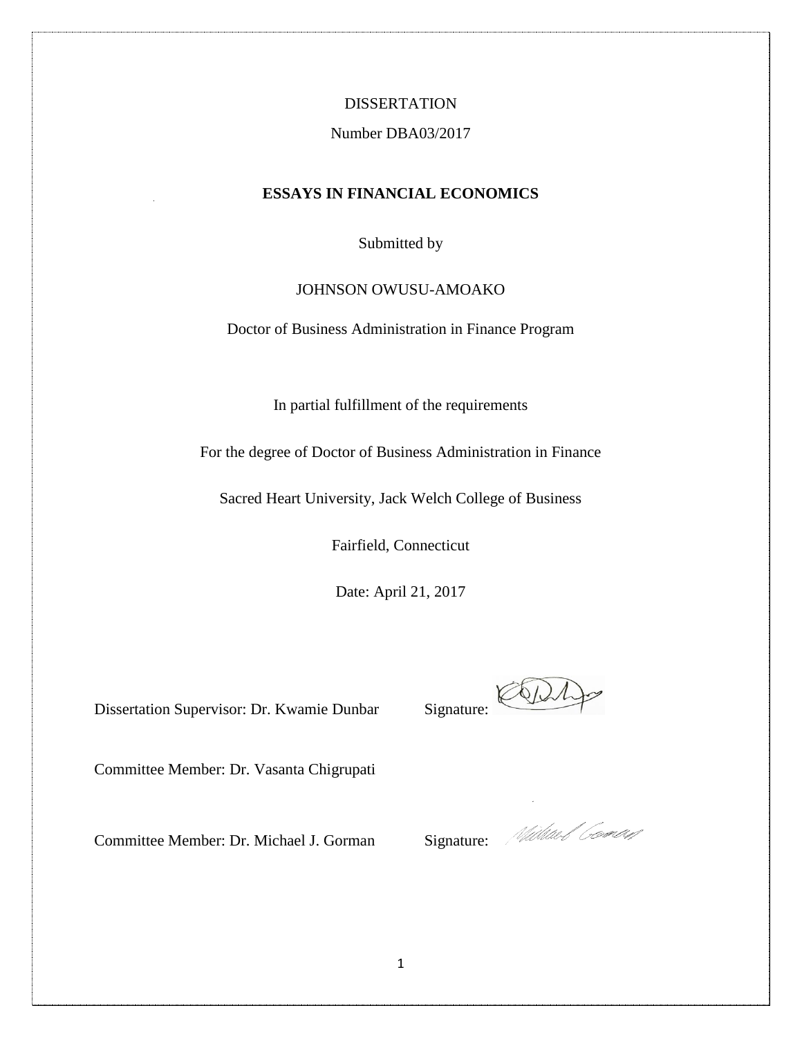DISSERTATION

Number DBA03/2017

**ESSAYS IN FINANCIAL ECONOMICS**

Submitted by

JOHNSON OWUSU-AMOAKO

Doctor of Business Administration in Finance Program

In partial fulfillment of the requirements

For the degree of Doctor of Business Administration in Finance

Sacred Heart University, Jack Welch College of Business

Fairfield, Connecticut

Date: April 21, 2017

Dissertation Supervisor: Dr. Kwamie Dunbar     Signature:

Committee Member: Dr. Vasanta Chigrupati

Committee Member: Dr. Michael J. Gorman     Signature: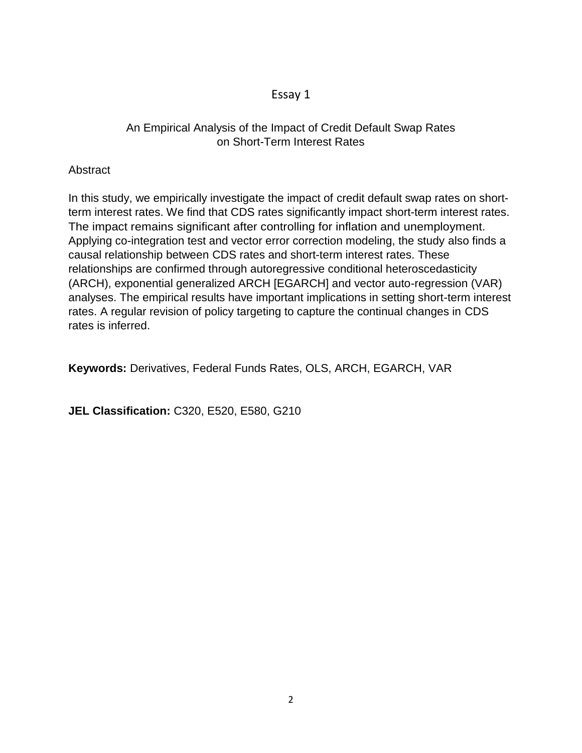# Essay 1

## An Empirical Analysis of the Impact of Credit Default Swap Rates on Short-Term Interest Rates

### Abstract

In this study, we empirically investigate the impact of credit default swap rates on short-term interest rates. We find that CDS rates significantly impact short-term interest rates. The impact remains significant after controlling for inflation and unemployment. Applying co-integration test and vector error correction modeling, the study also finds a causal relationship between CDS rates and short-term interest rates. These relationships are confirmed through autoregressive conditional heteroscedasticity (ARCH), exponential generalized ARCH [EGARCH] and vector auto-regression (VAR) analyses. The empirical results have important implications in setting short-term interest rates. A regular revision of policy targeting to capture the continual changes in CDS rates is inferred.

**Keywords:** Derivatives, Federal Funds Rates, OLS, ARCH, EGARCH, VAR

**JEL Classification:** C320, E520, E580, G210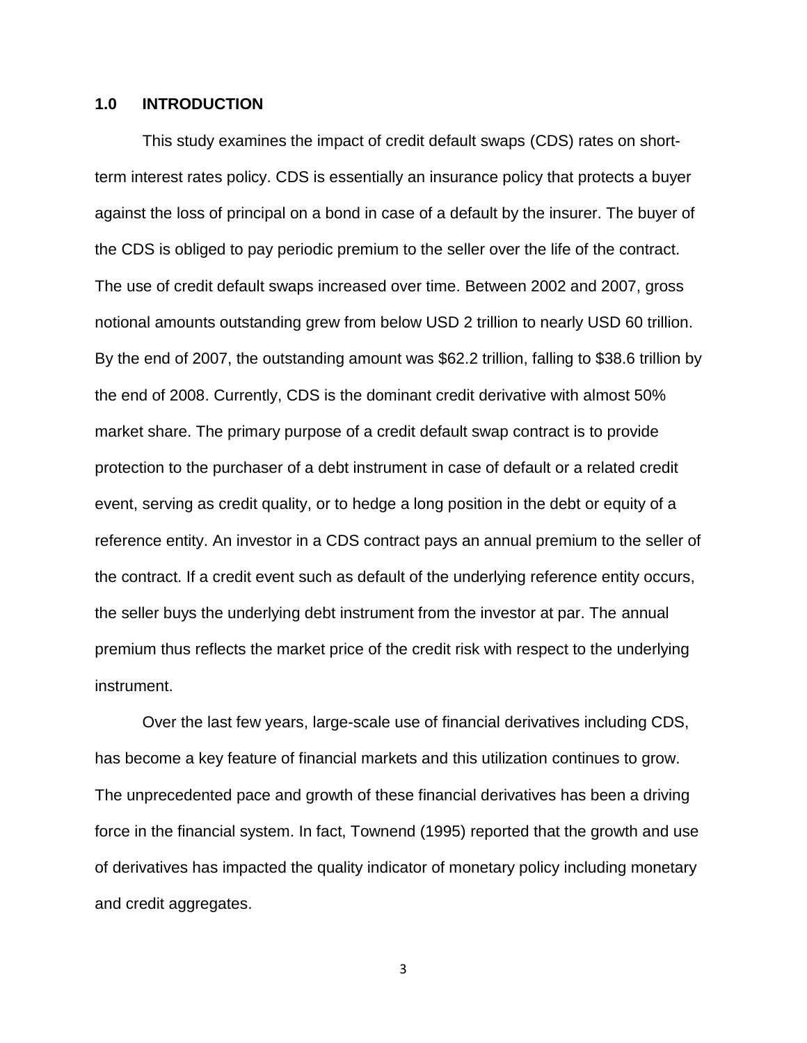## 1.0 INTRODUCTION

This study examines the impact of credit default swaps (CDS) rates on short-term interest rates policy. CDS is essentially an insurance policy that protects a buyer against the loss of principal on a bond in case of a default by the insurer. The buyer of the CDS is obliged to pay periodic premium to the seller over the life of the contract. The use of credit default swaps increased over time. Between 2002 and 2007, gross notional amounts outstanding grew from below USD 2 trillion to nearly USD 60 trillion. By the end of 2007, the outstanding amount was $62.2 trillion, falling to $38.6 trillion by the end of 2008. Currently, CDS is the dominant credit derivative with almost 50% market share. The primary purpose of a credit default swap contract is to provide protection to the purchaser of a debt instrument in case of default or a related credit event, serving as credit quality, or to hedge a long position in the debt or equity of a reference entity. An investor in a CDS contract pays an annual premium to the seller of the contract. If a credit event such as default of the underlying reference entity occurs, the seller buys the underlying debt instrument from the investor at par. The annual premium thus reflects the market price of the credit risk with respect to the underlying instrument.

Over the last few years, large-scale use of financial derivatives including CDS, has become a key feature of financial markets and this utilization continues to grow. The unprecedented pace and growth of these financial derivatives has been a driving force in the financial system. In fact, Townend (1995) reported that the growth and use of derivatives has impacted the quality indicator of monetary policy including monetary and credit aggregates.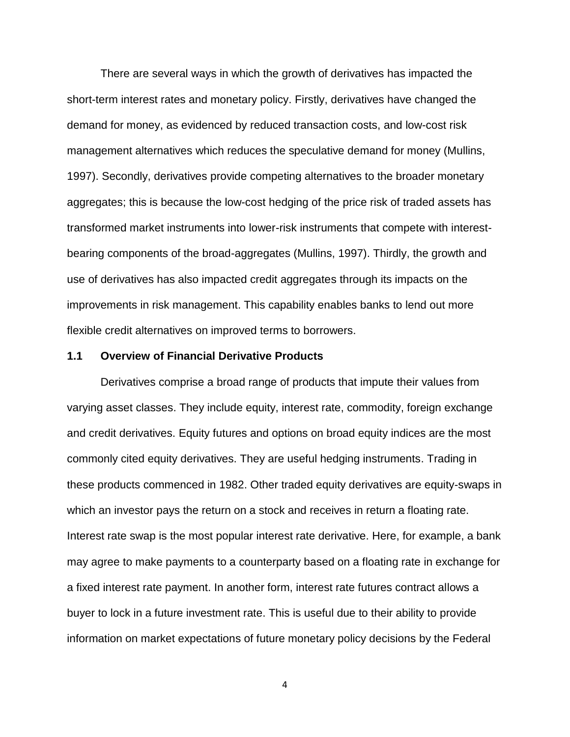There are several ways in which the growth of derivatives has impacted the short-term interest rates and monetary policy. Firstly, derivatives have changed the demand for money, as evidenced by reduced transaction costs, and low-cost risk management alternatives which reduces the speculative demand for money (Mullins, 1997). Secondly, derivatives provide competing alternatives to the broader monetary aggregates; this is because the low-cost hedging of the price risk of traded assets has transformed market instruments into lower-risk instruments that compete with interest-bearing components of the broad-aggregates (Mullins, 1997). Thirdly, the growth and use of derivatives has also impacted credit aggregates through its impacts on the improvements in risk management. This capability enables banks to lend out more flexible credit alternatives on improved terms to borrowers.

### 1.1 Overview of Financial Derivative Products

Derivatives comprise a broad range of products that impute their values from varying asset classes. They include equity, interest rate, commodity, foreign exchange and credit derivatives. Equity futures and options on broad equity indices are the most commonly cited equity derivatives. They are useful hedging instruments. Trading in these products commenced in 1982. Other traded equity derivatives are equity-swaps in which an investor pays the return on a stock and receives in return a floating rate. Interest rate swap is the most popular interest rate derivative. Here, for example, a bank may agree to make payments to a counterparty based on a floating rate in exchange for a fixed interest rate payment. In another form, interest rate futures contract allows a buyer to lock in a future investment rate. This is useful due to their ability to provide information on market expectations of future monetary policy decisions by the Federal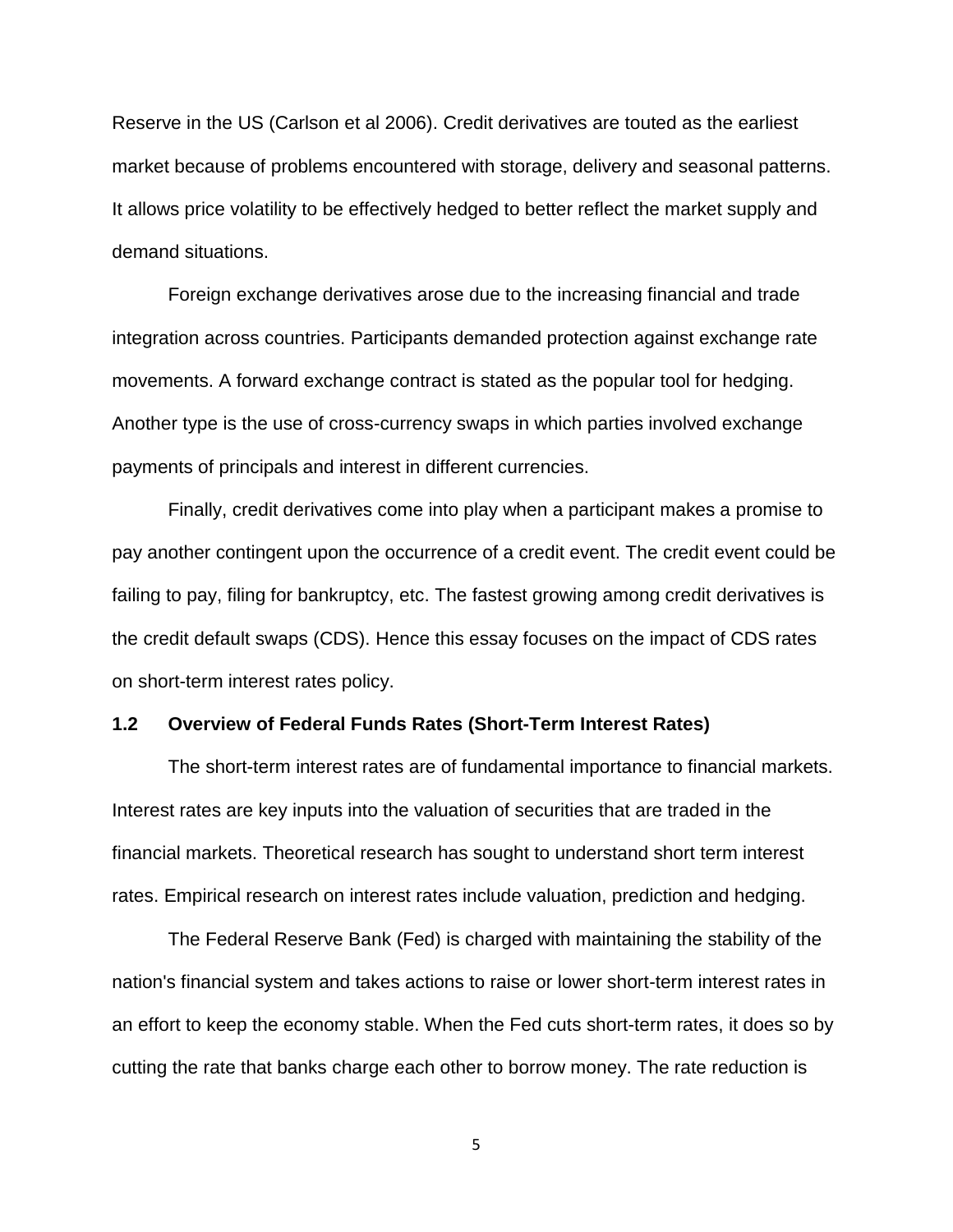Reserve in the US (Carlson et al 2006). Credit derivatives are touted as the earliest market because of problems encountered with storage, delivery and seasonal patterns. It allows price volatility to be effectively hedged to better reflect the market supply and demand situations.

Foreign exchange derivatives arose due to the increasing financial and trade integration across countries. Participants demanded protection against exchange rate movements. A forward exchange contract is stated as the popular tool for hedging. Another type is the use of cross-currency swaps in which parties involved exchange payments of principals and interest in different currencies.

Finally, credit derivatives come into play when a participant makes a promise to pay another contingent upon the occurrence of a credit event. The credit event could be failing to pay, filing for bankruptcy, etc. The fastest growing among credit derivatives is the credit default swaps (CDS). Hence this essay focuses on the impact of CDS rates on short-term interest rates policy.

### 1.2 Overview of Federal Funds Rates (Short-Term Interest Rates)

The short-term interest rates are of fundamental importance to financial markets. Interest rates are key inputs into the valuation of securities that are traded in the financial markets. Theoretical research has sought to understand short term interest rates. Empirical research on interest rates include valuation, prediction and hedging.

The Federal Reserve Bank (Fed) is charged with maintaining the stability of the nation's financial system and takes actions to raise or lower short-term interest rates in an effort to keep the economy stable. When the Fed cuts short-term rates, it does so by cutting the rate that banks charge each other to borrow money. The rate reduction is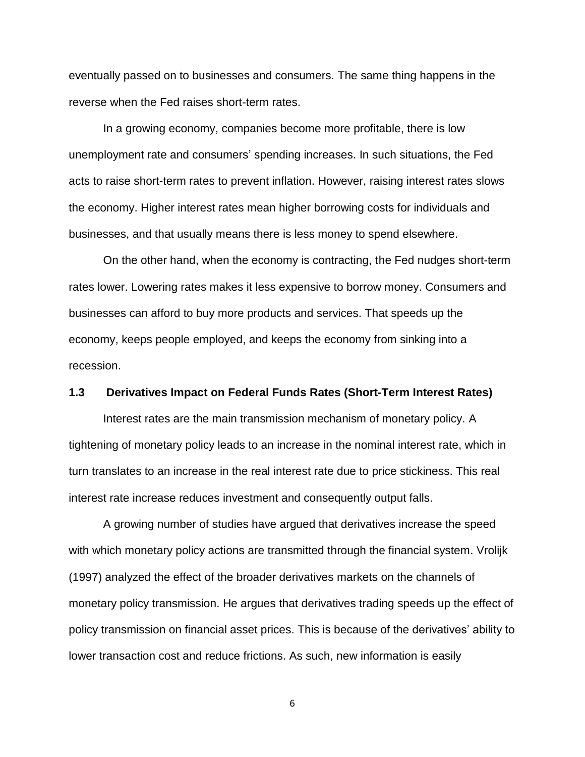eventually passed on to businesses and consumers. The same thing happens in the reverse when the Fed raises short-term rates.

In a growing economy, companies become more profitable, there is low unemployment rate and consumers' spending increases. In such situations, the Fed acts to raise short-term rates to prevent inflation. However, raising interest rates slows the economy. Higher interest rates mean higher borrowing costs for individuals and businesses, and that usually means there is less money to spend elsewhere.

On the other hand, when the economy is contracting, the Fed nudges short-term rates lower. Lowering rates makes it less expensive to borrow money. Consumers and businesses can afford to buy more products and services. That speeds up the economy, keeps people employed, and keeps the economy from sinking into a recession.

### 1.3 Derivatives Impact on Federal Funds Rates (Short-Term Interest Rates)

Interest rates are the main transmission mechanism of monetary policy. A tightening of monetary policy leads to an increase in the nominal interest rate, which in turn translates to an increase in the real interest rate due to price stickiness. This real interest rate increase reduces investment and consequently output falls.

A growing number of studies have argued that derivatives increase the speed with which monetary policy actions are transmitted through the financial system. Vrolijk (1997) analyzed the effect of the broader derivatives markets on the channels of monetary policy transmission. He argues that derivatives trading speeds up the effect of policy transmission on financial asset prices. This is because of the derivatives' ability to lower transaction cost and reduce frictions. As such, new information is easily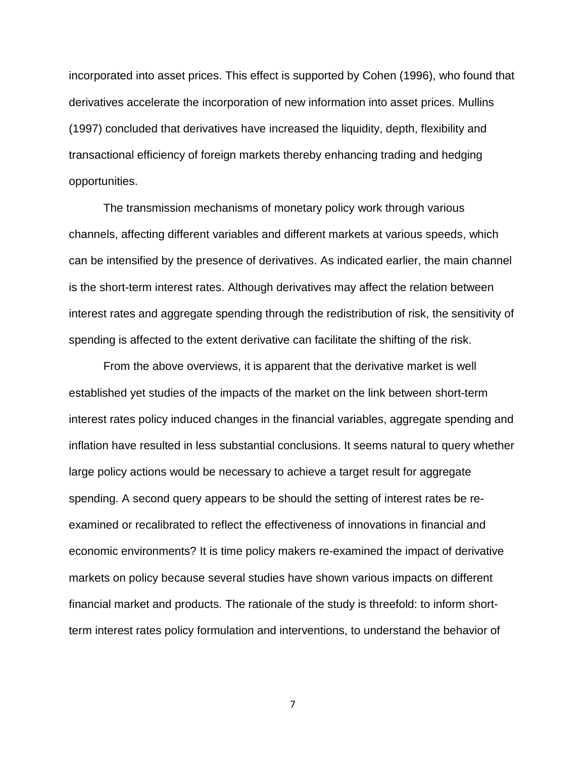incorporated into asset prices. This effect is supported by Cohen (1996), who found that derivatives accelerate the incorporation of new information into asset prices. Mullins (1997) concluded that derivatives have increased the liquidity, depth, flexibility and transactional efficiency of foreign markets thereby enhancing trading and hedging opportunities.

The transmission mechanisms of monetary policy work through various channels, affecting different variables and different markets at various speeds, which can be intensified by the presence of derivatives. As indicated earlier, the main channel is the short-term interest rates. Although derivatives may affect the relation between interest rates and aggregate spending through the redistribution of risk, the sensitivity of spending is affected to the extent derivative can facilitate the shifting of the risk.

From the above overviews, it is apparent that the derivative market is well established yet studies of the impacts of the market on the link between short-term interest rates policy induced changes in the financial variables, aggregate spending and inflation have resulted in less substantial conclusions. It seems natural to query whether large policy actions would be necessary to achieve a target result for aggregate spending. A second query appears to be should the setting of interest rates be re-examined or recalibrated to reflect the effectiveness of innovations in financial and economic environments? It is time policy makers re-examined the impact of derivative markets on policy because several studies have shown various impacts on different financial market and products. The rationale of the study is threefold: to inform short-term interest rates policy formulation and interventions, to understand the behavior of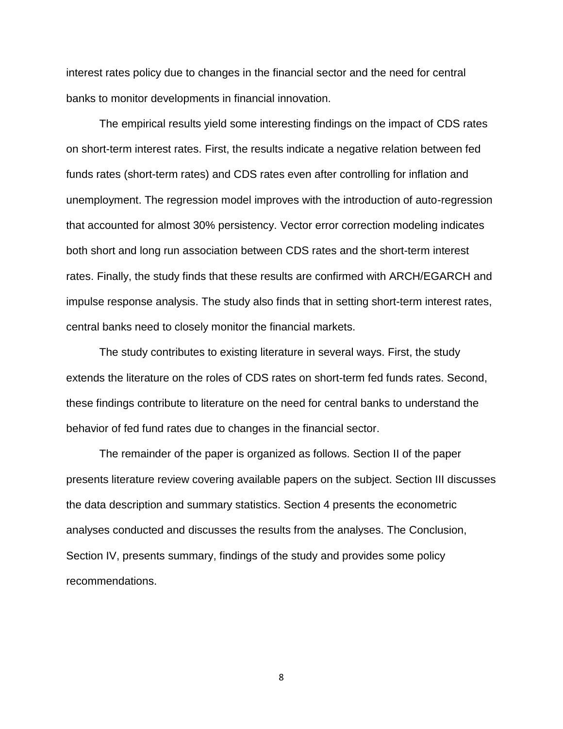interest rates policy due to changes in the financial sector and the need for central banks to monitor developments in financial innovation.

The empirical results yield some interesting findings on the impact of CDS rates on short-term interest rates. First, the results indicate a negative relation between fed funds rates (short-term rates) and CDS rates even after controlling for inflation and unemployment. The regression model improves with the introduction of auto-regression that accounted for almost 30% persistency. Vector error correction modeling indicates both short and long run association between CDS rates and the short-term interest rates. Finally, the study finds that these results are confirmed with ARCH/EGARCH and impulse response analysis. The study also finds that in setting short-term interest rates, central banks need to closely monitor the financial markets.

The study contributes to existing literature in several ways. First, the study extends the literature on the roles of CDS rates on short-term fed funds rates. Second, these findings contribute to literature on the need for central banks to understand the behavior of fed fund rates due to changes in the financial sector.

The remainder of the paper is organized as follows. Section II of the paper presents literature review covering available papers on the subject. Section III discusses the data description and summary statistics. Section 4 presents the econometric analyses conducted and discusses the results from the analyses. The Conclusion, Section IV, presents summary, findings of the study and provides some policy recommendations.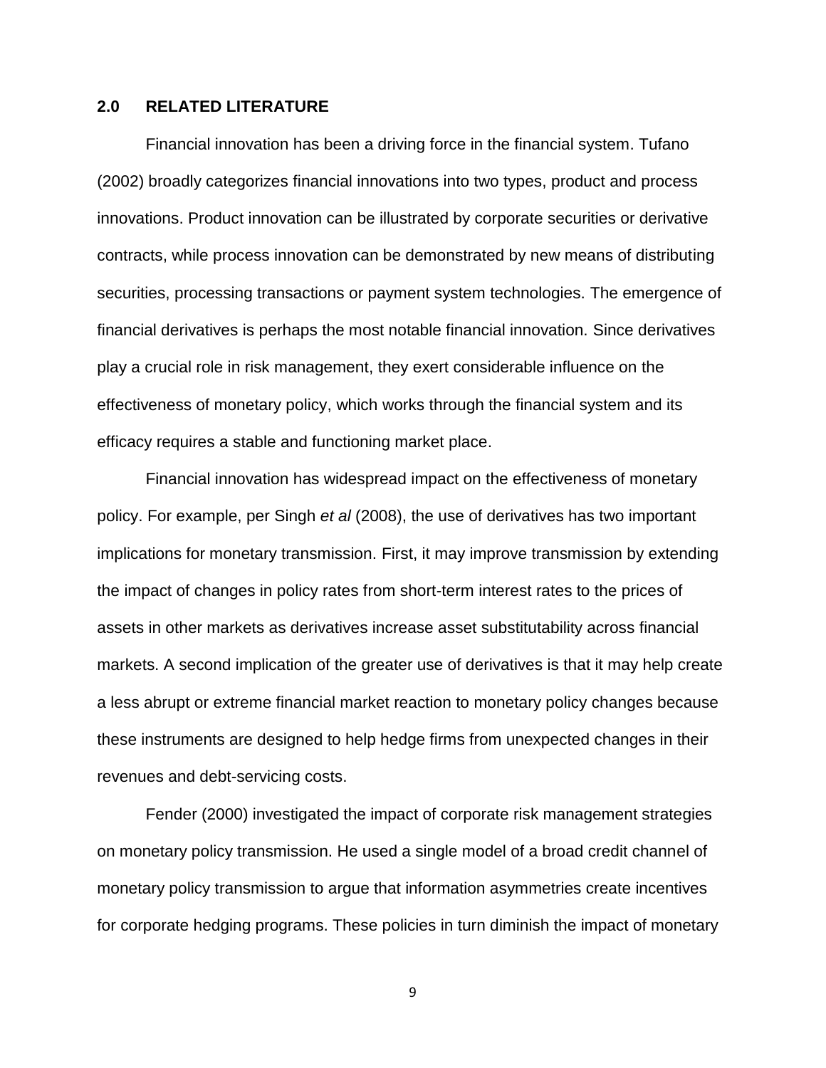## 2.0 RELATED LITERATURE

Financial innovation has been a driving force in the financial system. Tufano (2002) broadly categorizes financial innovations into two types, product and process innovations. Product innovation can be illustrated by corporate securities or derivative contracts, while process innovation can be demonstrated by new means of distributing securities, processing transactions or payment system technologies. The emergence of financial derivatives is perhaps the most notable financial innovation. Since derivatives play a crucial role in risk management, they exert considerable influence on the effectiveness of monetary policy, which works through the financial system and its efficacy requires a stable and functioning market place.

Financial innovation has widespread impact on the effectiveness of monetary policy. For example, per Singh *et al* (2008), the use of derivatives has two important implications for monetary transmission. First, it may improve transmission by extending the impact of changes in policy rates from short-term interest rates to the prices of assets in other markets as derivatives increase asset substitutability across financial markets. A second implication of the greater use of derivatives is that it may help create a less abrupt or extreme financial market reaction to monetary policy changes because these instruments are designed to help hedge firms from unexpected changes in their revenues and debt-servicing costs.

Fender (2000) investigated the impact of corporate risk management strategies on monetary policy transmission. He used a single model of a broad credit channel of monetary policy transmission to argue that information asymmetries create incentives for corporate hedging programs. These policies in turn diminish the impact of monetary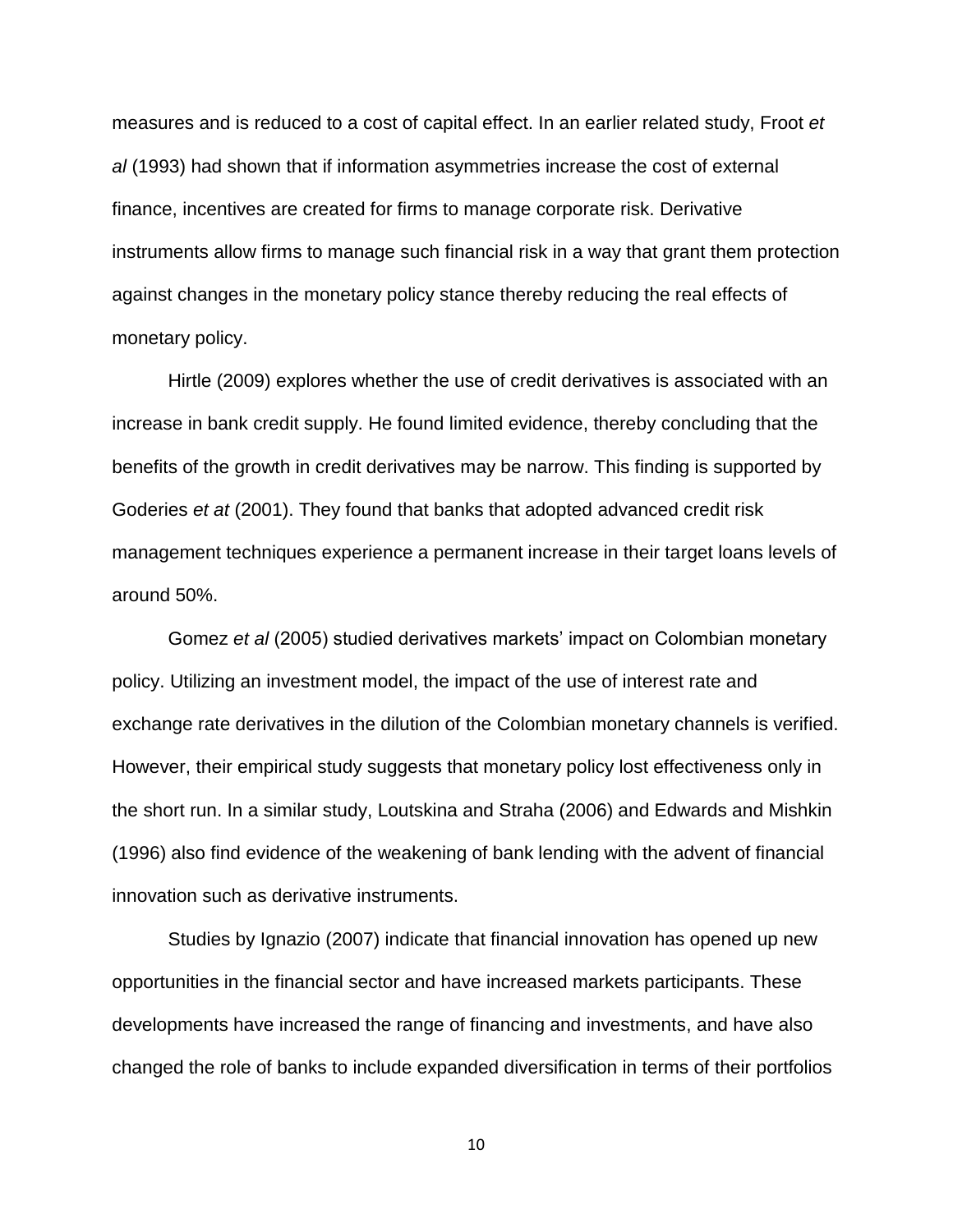measures and is reduced to a cost of capital effect. In an earlier related study, Froot *et al* (1993) had shown that if information asymmetries increase the cost of external finance, incentives are created for firms to manage corporate risk. Derivative instruments allow firms to manage such financial risk in a way that grant them protection against changes in the monetary policy stance thereby reducing the real effects of monetary policy.

Hirtle (2009) explores whether the use of credit derivatives is associated with an increase in bank credit supply. He found limited evidence, thereby concluding that the benefits of the growth in credit derivatives may be narrow. This finding is supported by Goderies *et at* (2001). They found that banks that adopted advanced credit risk management techniques experience a permanent increase in their target loans levels of around 50%.

Gomez *et al* (2005) studied derivatives markets' impact on Colombian monetary policy. Utilizing an investment model, the impact of the use of interest rate and exchange rate derivatives in the dilution of the Colombian monetary channels is verified. However, their empirical study suggests that monetary policy lost effectiveness only in the short run. In a similar study, Loutskina and Straha (2006) and Edwards and Mishkin (1996) also find evidence of the weakening of bank lending with the advent of financial innovation such as derivative instruments.

Studies by Ignazio (2007) indicate that financial innovation has opened up new opportunities in the financial sector and have increased markets participants. These developments have increased the range of financing and investments, and have also changed the role of banks to include expanded diversification in terms of their portfolios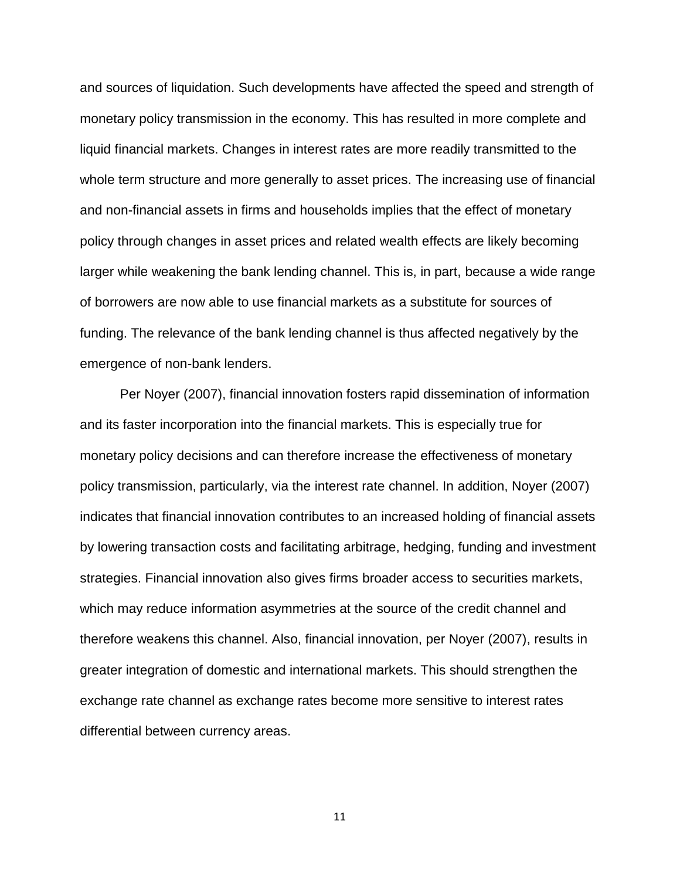and sources of liquidation. Such developments have affected the speed and strength of monetary policy transmission in the economy. This has resulted in more complete and liquid financial markets. Changes in interest rates are more readily transmitted to the whole term structure and more generally to asset prices. The increasing use of financial and non-financial assets in firms and households implies that the effect of monetary policy through changes in asset prices and related wealth effects are likely becoming larger while weakening the bank lending channel. This is, in part, because a wide range of borrowers are now able to use financial markets as a substitute for sources of funding. The relevance of the bank lending channel is thus affected negatively by the emergence of non-bank lenders.

Per Noyer (2007), financial innovation fosters rapid dissemination of information and its faster incorporation into the financial markets. This is especially true for monetary policy decisions and can therefore increase the effectiveness of monetary policy transmission, particularly, via the interest rate channel. In addition, Noyer (2007) indicates that financial innovation contributes to an increased holding of financial assets by lowering transaction costs and facilitating arbitrage, hedging, funding and investment strategies. Financial innovation also gives firms broader access to securities markets, which may reduce information asymmetries at the source of the credit channel and therefore weakens this channel. Also, financial innovation, per Noyer (2007), results in greater integration of domestic and international markets. This should strengthen the exchange rate channel as exchange rates become more sensitive to interest rates differential between currency areas.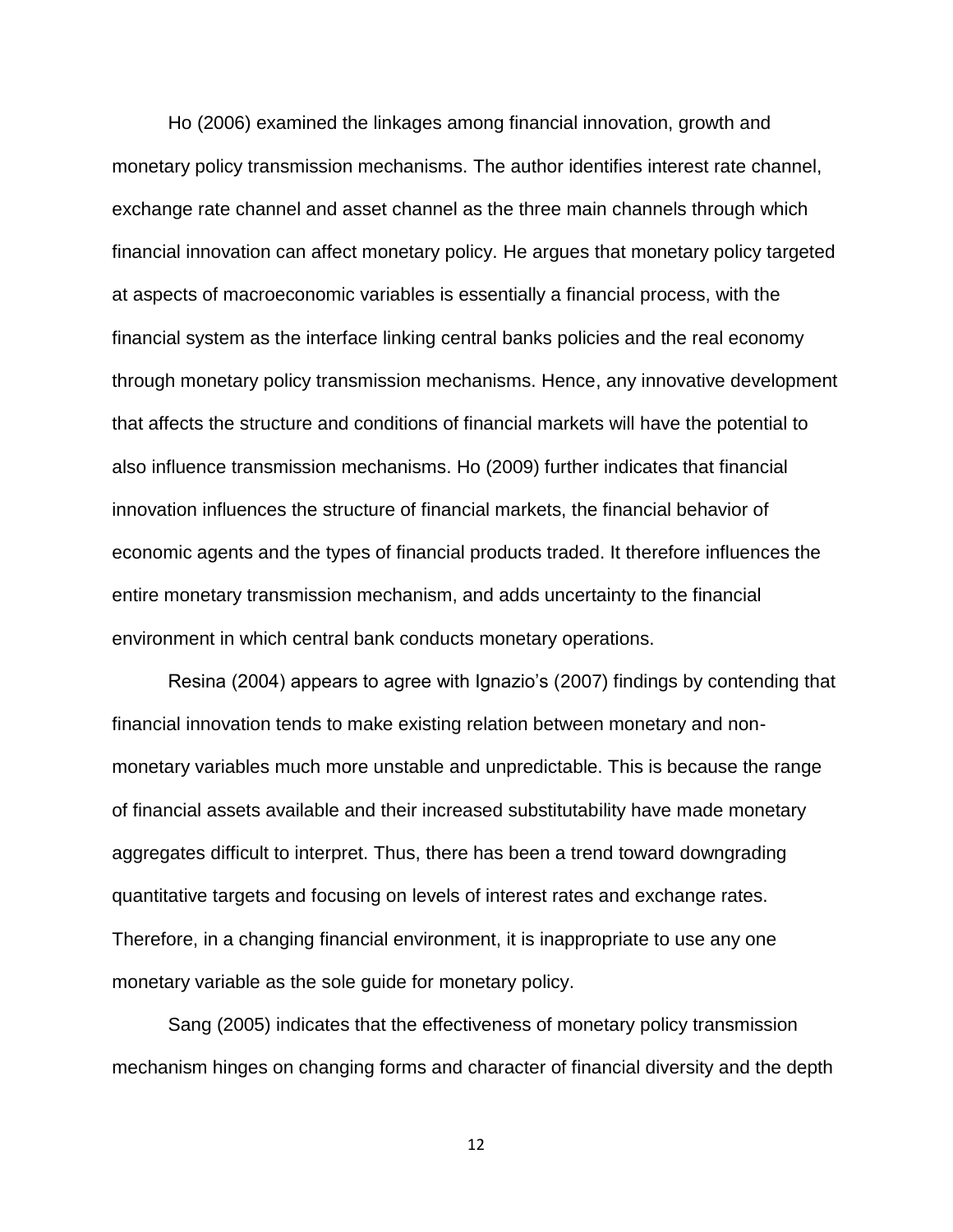Ho (2006) examined the linkages among financial innovation, growth and monetary policy transmission mechanisms. The author identifies interest rate channel, exchange rate channel and asset channel as the three main channels through which financial innovation can affect monetary policy. He argues that monetary policy targeted at aspects of macroeconomic variables is essentially a financial process, with the financial system as the interface linking central banks policies and the real economy through monetary policy transmission mechanisms. Hence, any innovative development that affects the structure and conditions of financial markets will have the potential to also influence transmission mechanisms. Ho (2009) further indicates that financial innovation influences the structure of financial markets, the financial behavior of economic agents and the types of financial products traded. It therefore influences the entire monetary transmission mechanism, and adds uncertainty to the financial environment in which central bank conducts monetary operations.

Resina (2004) appears to agree with Ignazio's (2007) findings by contending that financial innovation tends to make existing relation between monetary and non-monetary variables much more unstable and unpredictable. This is because the range of financial assets available and their increased substitutability have made monetary aggregates difficult to interpret. Thus, there has been a trend toward downgrading quantitative targets and focusing on levels of interest rates and exchange rates. Therefore, in a changing financial environment, it is inappropriate to use any one monetary variable as the sole guide for monetary policy.

Sang (2005) indicates that the effectiveness of monetary policy transmission mechanism hinges on changing forms and character of financial diversity and the depth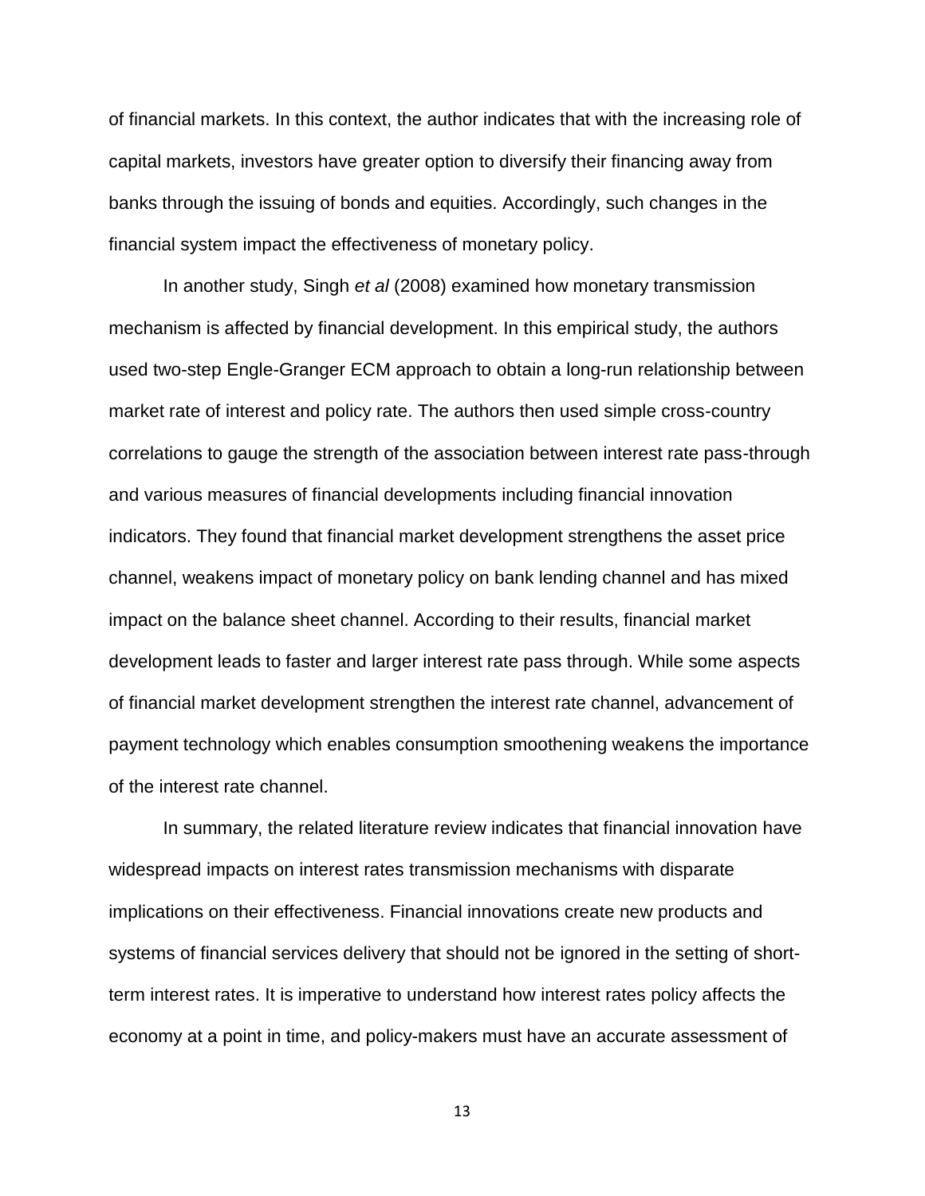of financial markets. In this context, the author indicates that with the increasing role of capital markets, investors have greater option to diversify their financing away from banks through the issuing of bonds and equities. Accordingly, such changes in the financial system impact the effectiveness of monetary policy.

In another study, Singh *et al* (2008) examined how monetary transmission mechanism is affected by financial development. In this empirical study, the authors used two-step Engle-Granger ECM approach to obtain a long-run relationship between market rate of interest and policy rate. The authors then used simple cross-country correlations to gauge the strength of the association between interest rate pass-through and various measures of financial developments including financial innovation indicators. They found that financial market development strengthens the asset price channel, weakens impact of monetary policy on bank lending channel and has mixed impact on the balance sheet channel. According to their results, financial market development leads to faster and larger interest rate pass through. While some aspects of financial market development strengthen the interest rate channel, advancement of payment technology which enables consumption smoothening weakens the importance of the interest rate channel.

In summary, the related literature review indicates that financial innovation have widespread impacts on interest rates transmission mechanisms with disparate implications on their effectiveness. Financial innovations create new products and systems of financial services delivery that should not be ignored in the setting of short-term interest rates. It is imperative to understand how interest rates policy affects the economy at a point in time, and policy-makers must have an accurate assessment of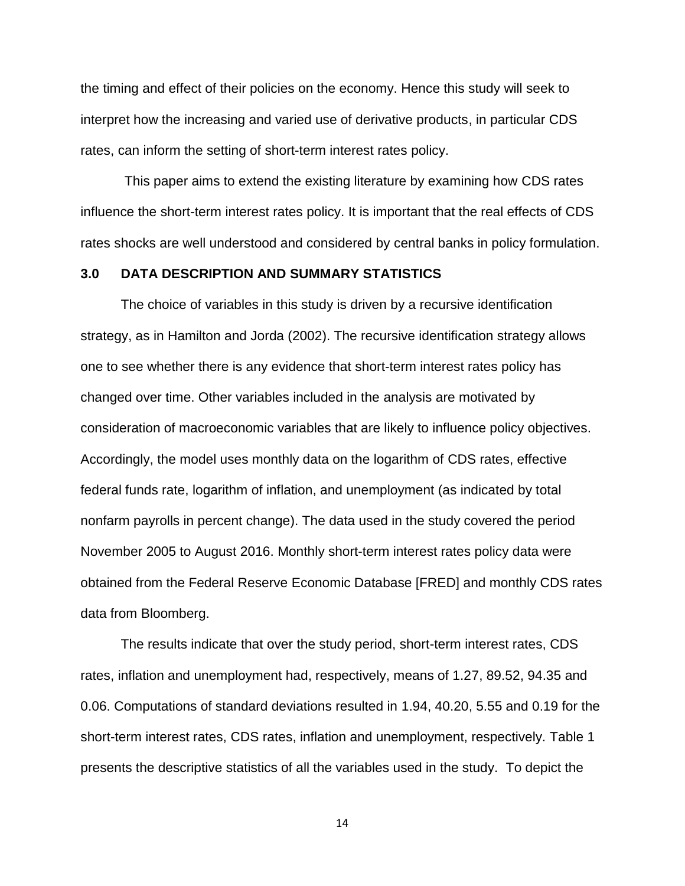the timing and effect of their policies on the economy. Hence this study will seek to interpret how the increasing and varied use of derivative products, in particular CDS rates, can inform the setting of short-term interest rates policy.

This paper aims to extend the existing literature by examining how CDS rates influence the short-term interest rates policy. It is important that the real effects of CDS rates shocks are well understood and considered by central banks in policy formulation.

## 3.0 DATA DESCRIPTION AND SUMMARY STATISTICS

The choice of variables in this study is driven by a recursive identification strategy, as in Hamilton and Jorda (2002). The recursive identification strategy allows one to see whether there is any evidence that short-term interest rates policy has changed over time. Other variables included in the analysis are motivated by consideration of macroeconomic variables that are likely to influence policy objectives. Accordingly, the model uses monthly data on the logarithm of CDS rates, effective federal funds rate, logarithm of inflation, and unemployment (as indicated by total nonfarm payrolls in percent change). The data used in the study covered the period November 2005 to August 2016. Monthly short-term interest rates policy data were obtained from the Federal Reserve Economic Database [FRED] and monthly CDS rates data from Bloomberg.

The results indicate that over the study period, short-term interest rates, CDS rates, inflation and unemployment had, respectively, means of 1.27, 89.52, 94.35 and 0.06. Computations of standard deviations resulted in 1.94, 40.20, 5.55 and 0.19 for the short-term interest rates, CDS rates, inflation and unemployment, respectively. Table 1 presents the descriptive statistics of all the variables used in the study. To depict the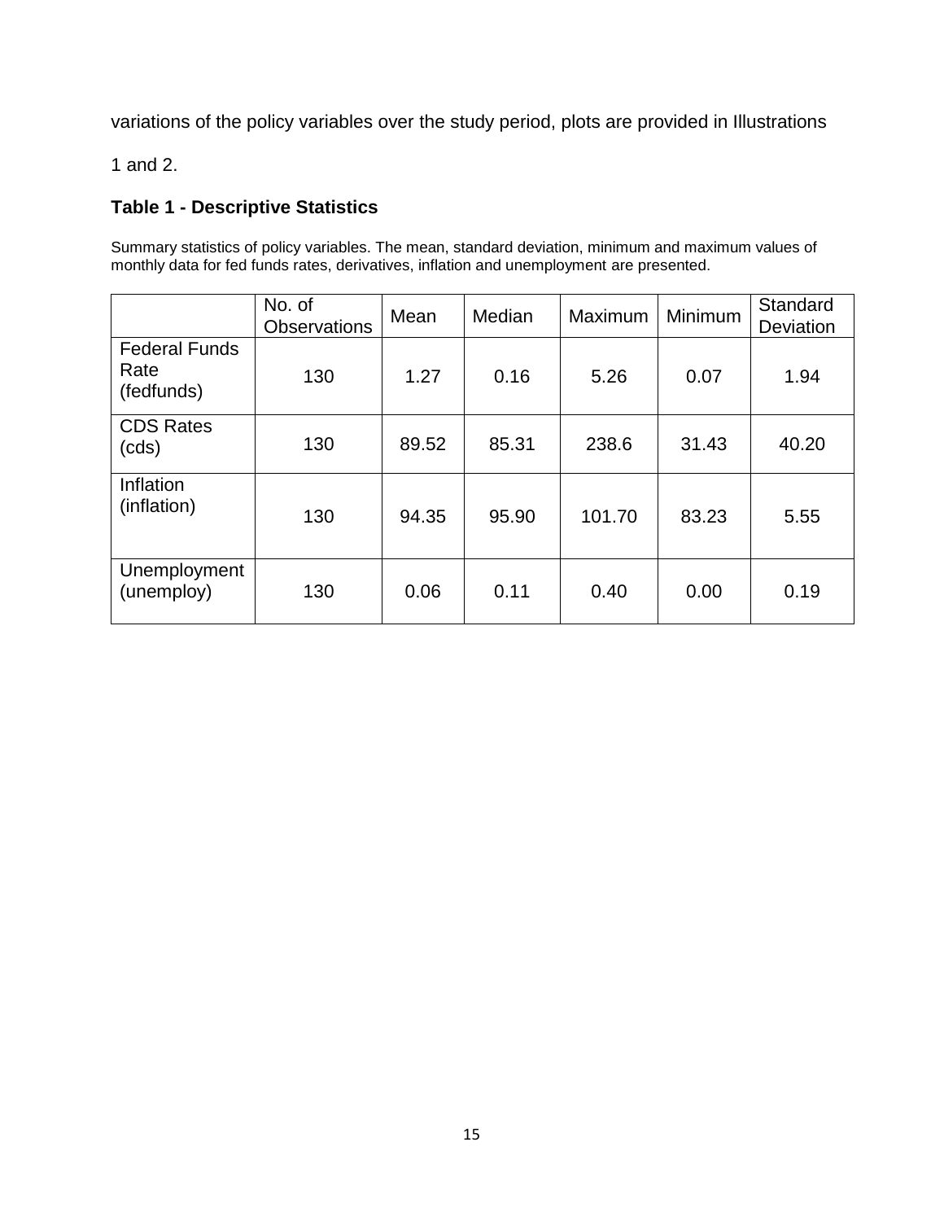variations of the policy variables over the study period, plots are provided in Illustrations

1 and 2.

### Table 1 - Descriptive Statistics

Summary statistics of policy variables. The mean, standard deviation, minimum and maximum values of monthly data for fed funds rates, derivatives, inflation and unemployment are presented.

| | No. of Observations | Mean | Median | Maximum | Minimum | Standard Deviation |
|---|---|---|---|---|---|---|
| Federal Funds Rate (fedfunds) | 130 | 1.27 | 0.16 | 5.26 | 0.07 | 1.94 |
| CDS Rates (cds) | 130 | 89.52 | 85.31 | 238.6 | 31.43 | 40.20 |
| Inflation (inflation) | 130 | 94.35 | 95.90 | 101.70 | 83.23 | 5.55 |
| Unemployment (unemploy) | 130 | 0.06 | 0.11 | 0.40 | 0.00 | 0.19 |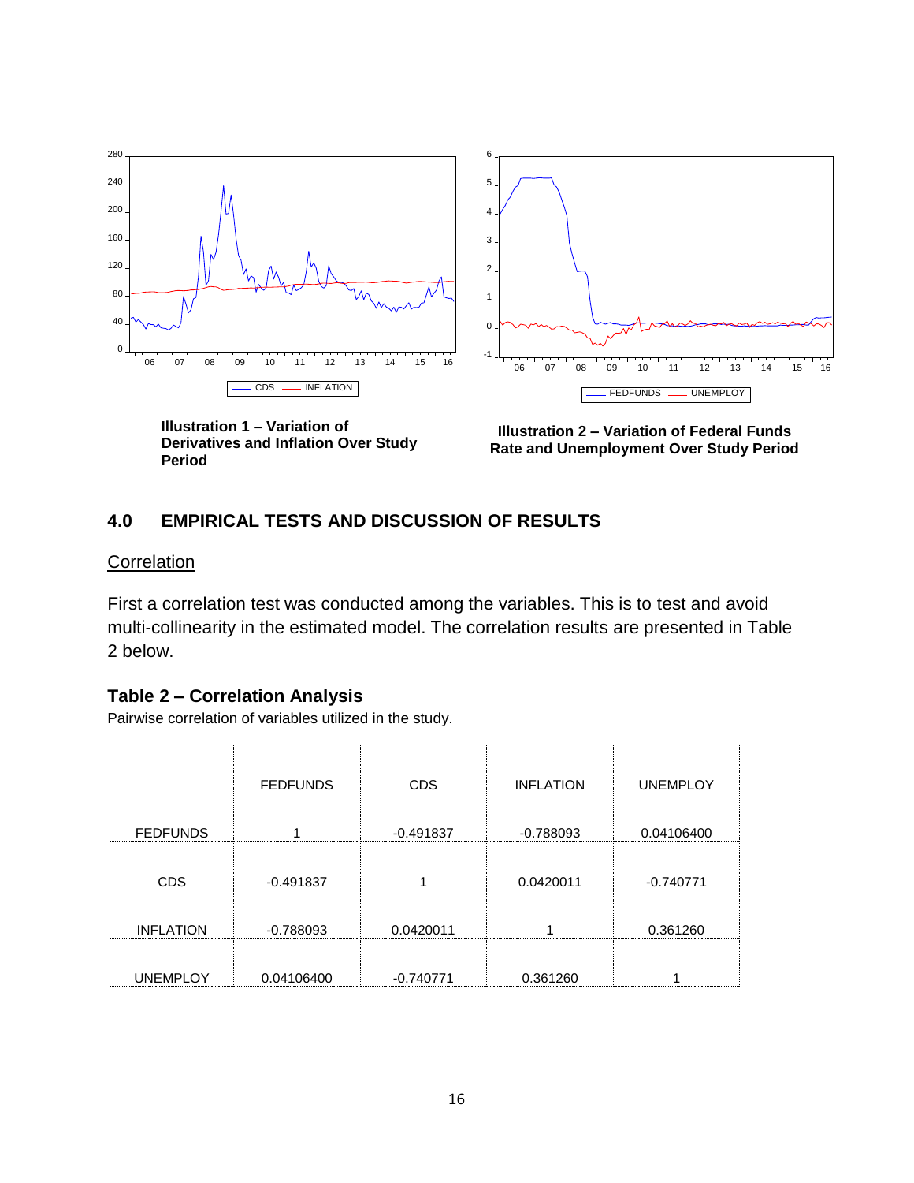**Illustration 1 – Variation of Derivatives and Inflation Over Study Period**

**Illustration 2 – Variation of Federal Funds Rate and Unemployment Over Study Period**

## 4.0 EMPIRICAL TESTS AND DISCUSSION OF RESULTS

### Correlation

First a correlation test was conducted among the variables. This is to test and avoid multi-collinearity in the estimated model. The correlation results are presented in Table 2 below.

### Table 2 – Correlation Analysis

Pairwise correlation of variables utilized in the study.

| | FEDFUNDS | CDS | INFLATION | UNEMPLOY |
|---|---|---|---|---|
| FEDFUNDS | 1 | -0.491837 | -0.788093 | 0.04106400 |
| CDS | -0.491837 | 1 | 0.0420011 | -0.740771 |
| INFLATION | -0.788093 | 0.0420011 | 1 | 0.361260 |
| UNEMPLOY | 0.04106400 | -0.740771 | 0.361260 | 1 |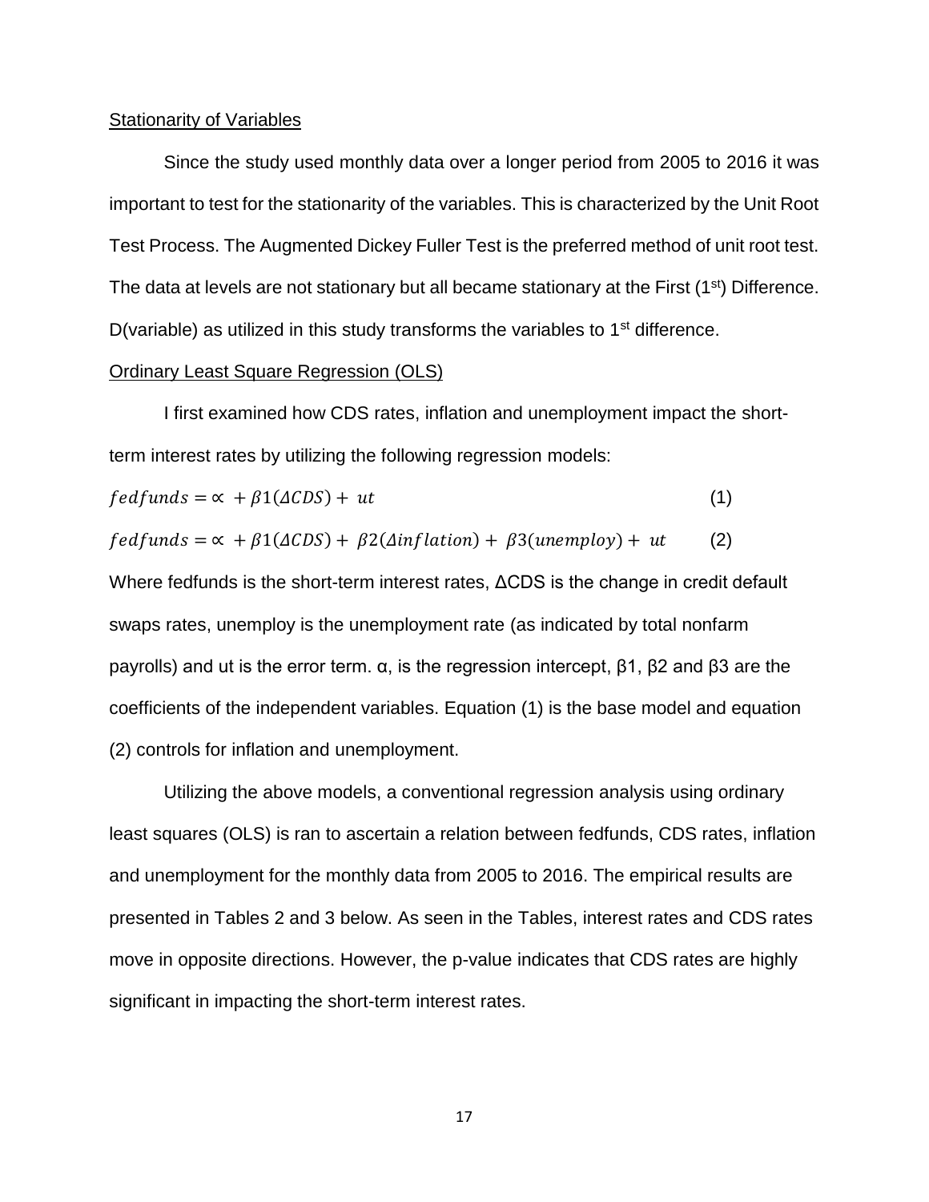<u>Stationarity of Variables</u>

Since the study used monthly data over a longer period from 2005 to 2016 it was important to test for the stationarity of the variables. This is characterized by the Unit Root Test Process. The Augmented Dickey Fuller Test is the preferred method of unit root test. The data at levels are not stationary but all became stationary at the First (1$^{st}$) Difference. D(variable) as utilized in this study transforms the variables to 1$^{st}$ difference.

<u>Ordinary Least Square Regression (OLS)</u>

I first examined how CDS rates, inflation and unemployment impact the short-term interest rates by utilizing the following regression models:

$$fedfunds = \propto + \beta 1(\Delta CDS) + ut \tag{1}$$

$$fedfunds = \propto + \beta 1(\Delta CDS) + \beta 2(\Delta inflation) + \beta 3(unemploy) + ut \tag{2}$$

Where fedfunds is the short-term interest rates, ΔCDS is the change in credit default swaps rates, unemploy is the unemployment rate (as indicated by total nonfarm payrolls) and ut is the error term. α, is the regression intercept, β1, β2 and β3 are the coefficients of the independent variables. Equation (1) is the base model and equation (2) controls for inflation and unemployment.

Utilizing the above models, a conventional regression analysis using ordinary least squares (OLS) is ran to ascertain a relation between fedfunds, CDS rates, inflation and unemployment for the monthly data from 2005 to 2016. The empirical results are presented in Tables 2 and 3 below. As seen in the Tables, interest rates and CDS rates move in opposite directions. However, the p-value indicates that CDS rates are highly significant in impacting the short-term interest rates.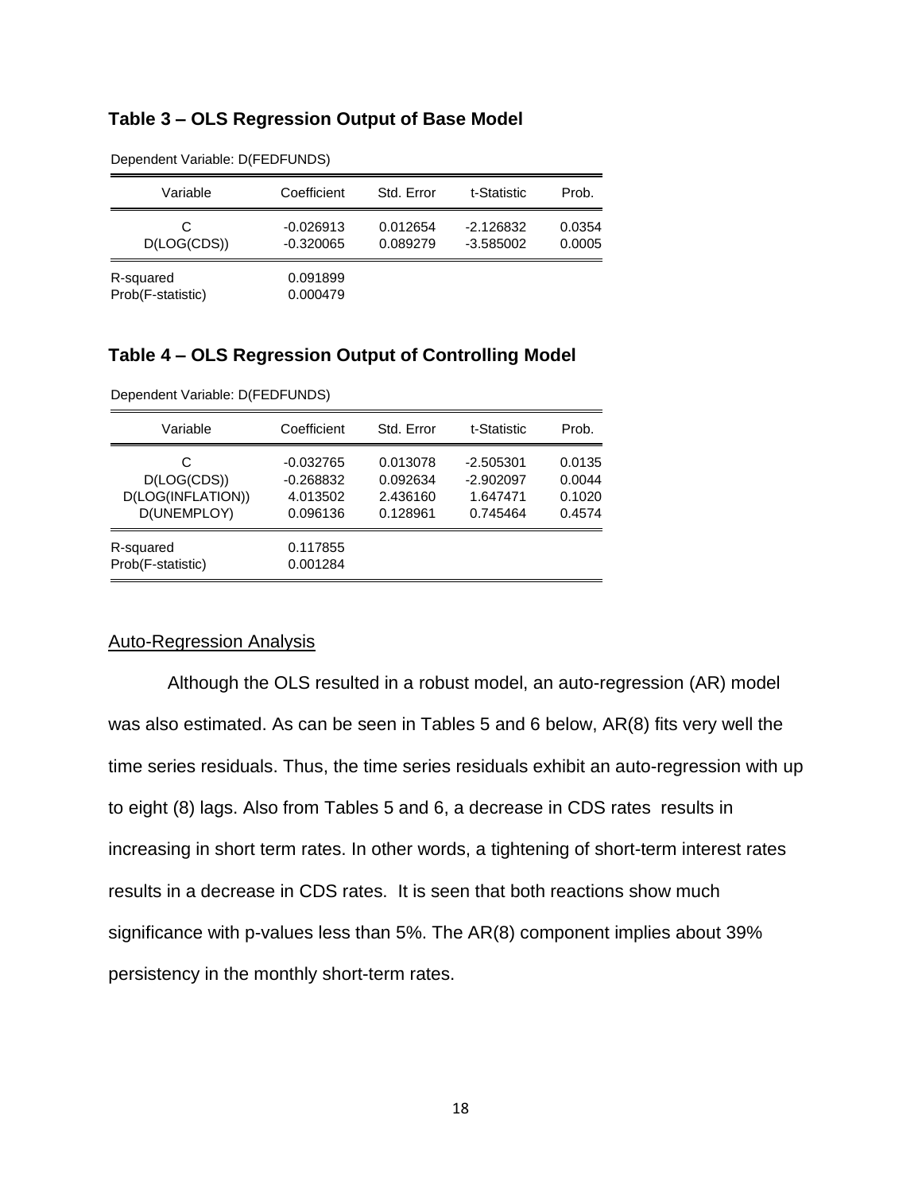**Table 3 – OLS Regression Output of Base Model**

Dependent Variable: D(FEDFUNDS)

| Variable | Coefficient | Std. Error | t-Statistic | Prob. |
|---|---|---|---|---|
| C | -0.026913 | 0.012654 | -2.126832 | 0.0354 |
| D(LOG(CDS)) | -0.320065 | 0.089279 | -3.585002 | 0.0005 |
| R-squared | 0.091899 | | | |
| Prob(F-statistic) | 0.000479 | | | |

**Table 4 – OLS Regression Output of Controlling Model**

Dependent Variable: D(FEDFUNDS)

| Variable | Coefficient | Std. Error | t-Statistic | Prob. |
|---|---|---|---|---|
| C | -0.032765 | 0.013078 | -2.505301 | 0.0135 |
| D(LOG(CDS)) | -0.268832 | 0.092634 | -2.902097 | 0.0044 |
| D(LOG(INFLATION)) | 4.013502 | 2.436160 | 1.647471 | 0.1020 |
| D(UNEMPLOY) | 0.096136 | 0.128961 | 0.745464 | 0.4574 |
| R-squared | 0.117855 | | | |
| Prob(F-statistic) | 0.001284 | | | |

<u>Auto-Regression Analysis</u>

Although the OLS resulted in a robust model, an auto-regression (AR) model was also estimated. As can be seen in Tables 5 and 6 below, AR(8) fits very well the time series residuals. Thus, the time series residuals exhibit an auto-regression with up to eight (8) lags. Also from Tables 5 and 6, a decrease in CDS rates results in increasing in short term rates. In other words, a tightening of short-term interest rates results in a decrease in CDS rates. It is seen that both reactions show much significance with p-values less than 5%. The AR(8) component implies about 39% persistency in the monthly short-term rates.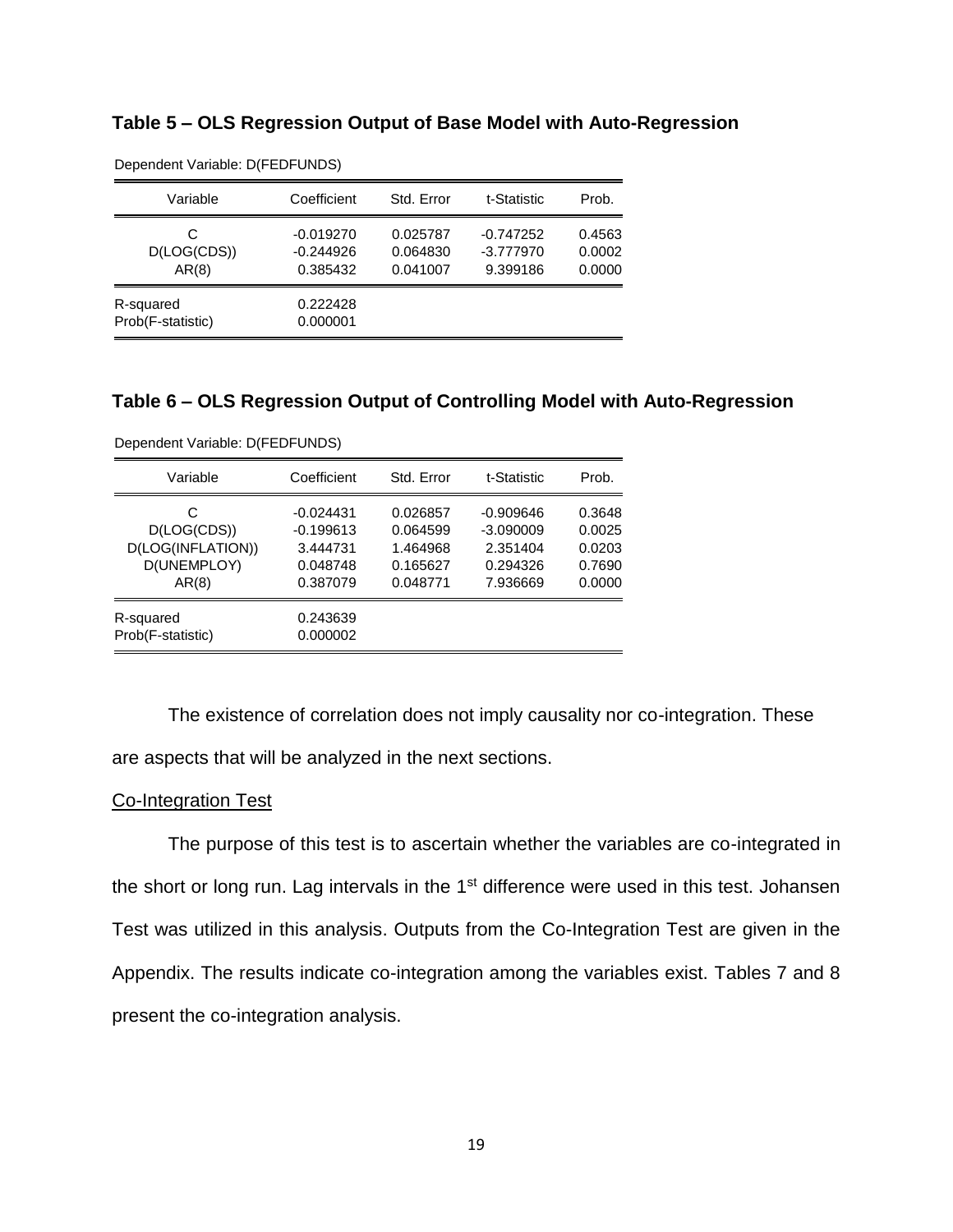### Table 5 – OLS Regression Output of Base Model with Auto-Regression

Dependent Variable: D(FEDFUNDS)

| Variable | Coefficient | Std. Error | t-Statistic | Prob. |
|---|---|---|---|---|
| C | -0.019270 | 0.025787 | -0.747252 | 0.4563 |
| D(LOG(CDS)) | -0.244926 | 0.064830 | -3.777970 | 0.0002 |
| AR(8) | 0.385432 | 0.041007 | 9.399186 | 0.0000 |
| R-squared | 0.222428 | | | |
| Prob(F-statistic) | 0.000001 | | | |

### Table 6 – OLS Regression Output of Controlling Model with Auto-Regression

Dependent Variable: D(FEDFUNDS)

| Variable | Coefficient | Std. Error | t-Statistic | Prob. |
|---|---|---|---|---|
| C | -0.024431 | 0.026857 | -0.909646 | 0.3648 |
| D(LOG(CDS)) | -0.199613 | 0.064599 | -3.090009 | 0.0025 |
| D(LOG(INFLATION)) | 3.444731 | 1.464968 | 2.351404 | 0.0203 |
| D(UNEMPLOY) | 0.048748 | 0.165627 | 0.294326 | 0.7690 |
| AR(8) | 0.387079 | 0.048771 | 7.936669 | 0.0000 |
| R-squared | 0.243639 | | | |
| Prob(F-statistic) | 0.000002 | | | |

The existence of correlation does not imply causality nor co-integration. These are aspects that will be analyzed in the next sections.

Co-Integration Test

The purpose of this test is to ascertain whether the variables are co-integrated in the short or long run. Lag intervals in the 1st difference were used in this test. Johansen Test was utilized in this analysis. Outputs from the Co-Integration Test are given in the Appendix. The results indicate co-integration among the variables exist. Tables 7 and 8 present the co-integration analysis.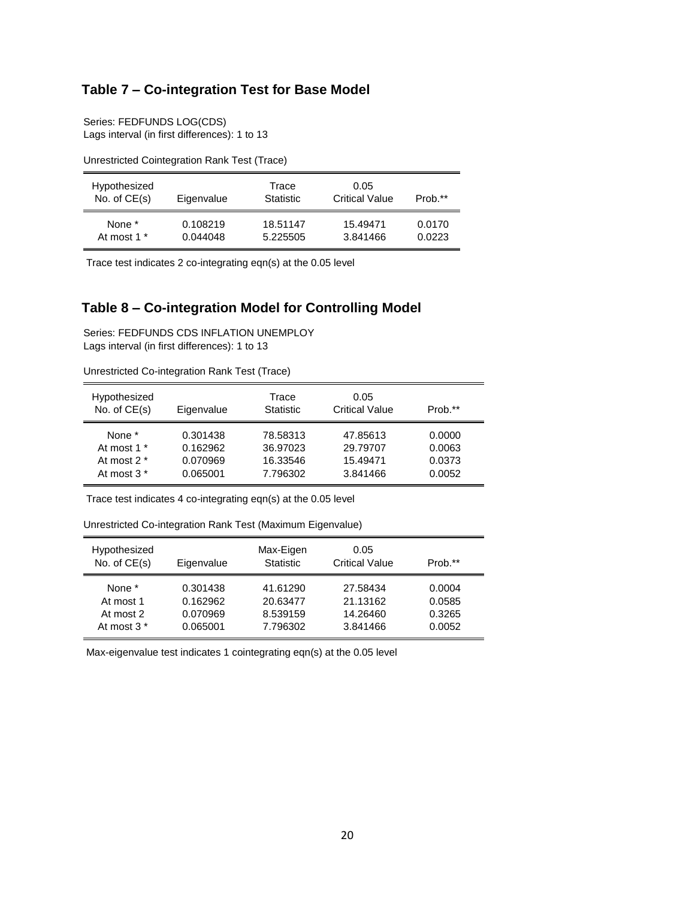## Table 7 – Co-integration Test for Base Model

Series: FEDFUNDS LOG(CDS)
Lags interval (in first differences): 1 to 13

Unrestricted Cointegration Rank Test (Trace)

| Hypothesized No. of CE(s) | Eigenvalue | Trace Statistic | 0.05 Critical Value | Prob.** |
|---|---|---|---|---|
| None * | 0.108219 | 18.51147 | 15.49471 | 0.0170 |
| At most 1 * | 0.044048 | 5.225505 | 3.841466 | 0.0223 |

Trace test indicates 2 co-integrating eqn(s) at the 0.05 level

## Table 8 – Co-integration Model for Controlling Model

Series: FEDFUNDS CDS INFLATION UNEMPLOY
Lags interval (in first differences): 1 to 13

Unrestricted Co-integration Rank Test (Trace)

| Hypothesized No. of CE(s) | Eigenvalue | Trace Statistic | 0.05 Critical Value | Prob.** |
|---|---|---|---|---|
| None * | 0.301438 | 78.58313 | 47.85613 | 0.0000 |
| At most 1 * | 0.162962 | 36.97023 | 29.79707 | 0.0063 |
| At most 2 * | 0.070969 | 16.33546 | 15.49471 | 0.0373 |
| At most 3 * | 0.065001 | 7.796302 | 3.841466 | 0.0052 |

Trace test indicates 4 co-integrating eqn(s) at the 0.05 level

Unrestricted Co-integration Rank Test (Maximum Eigenvalue)

| Hypothesized No. of CE(s) | Eigenvalue | Max-Eigen Statistic | 0.05 Critical Value | Prob.** |
|---|---|---|---|---|
| None * | 0.301438 | 41.61290 | 27.58434 | 0.0004 |
| At most 1 | 0.162962 | 20.63477 | 21.13162 | 0.0585 |
| At most 2 | 0.070969 | 8.539159 | 14.26460 | 0.3265 |
| At most 3 * | 0.065001 | 7.796302 | 3.841466 | 0.0052 |

Max-eigenvalue test indicates 1 cointegrating eqn(s) at the 0.05 level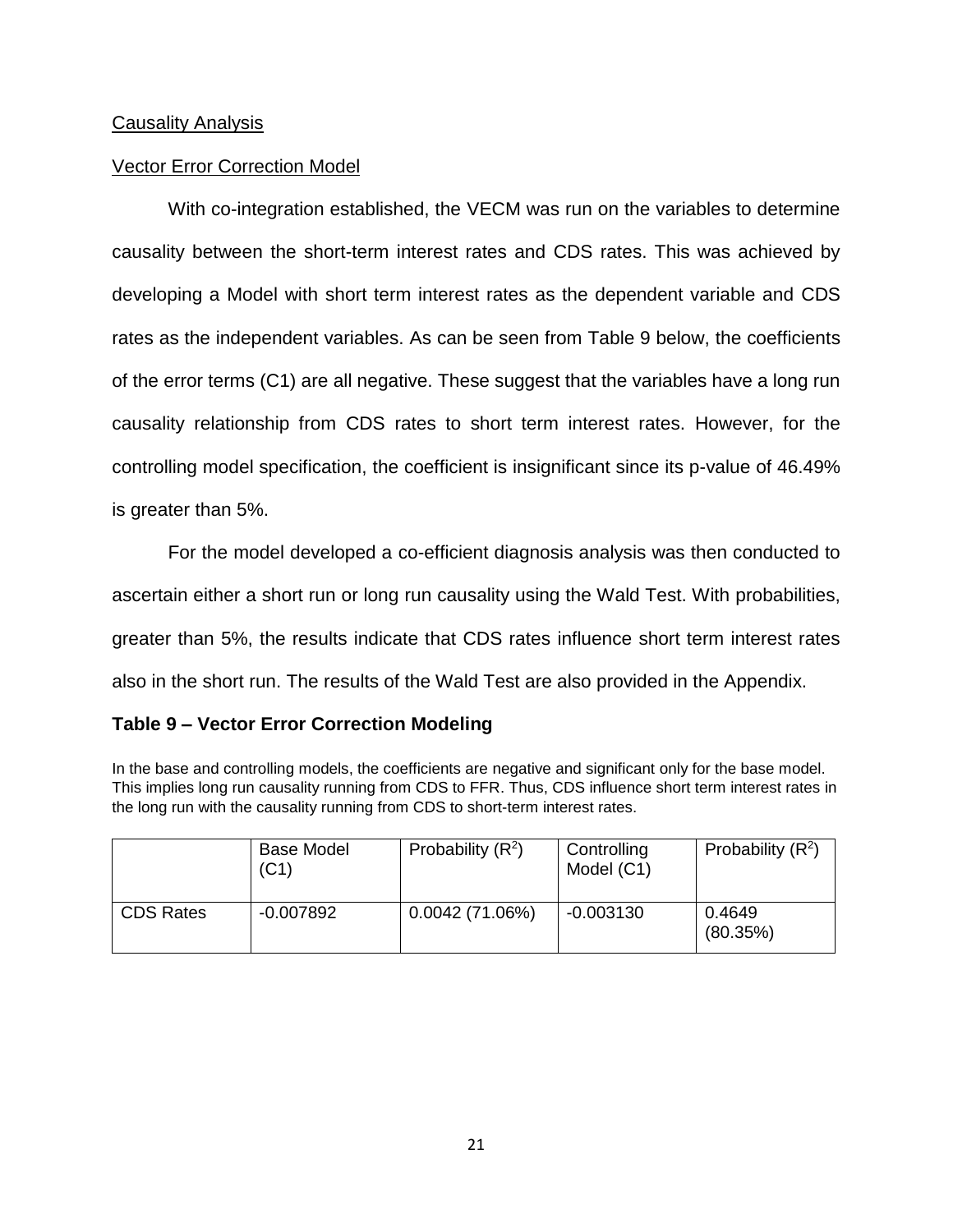## Causality Analysis

### Vector Error Correction Model

With co-integration established, the VECM was run on the variables to determine causality between the short-term interest rates and CDS rates. This was achieved by developing a Model with short term interest rates as the dependent variable and CDS rates as the independent variables. As can be seen from Table 9 below, the coefficients of the error terms (C1) are all negative. These suggest that the variables have a long run causality relationship from CDS rates to short term interest rates. However, for the controlling model specification, the coefficient is insignificant since its p-value of 46.49% is greater than 5%.

For the model developed a co-efficient diagnosis analysis was then conducted to ascertain either a short run or long run causality using the Wald Test. With probabilities, greater than 5%, the results indicate that CDS rates influence short term interest rates also in the short run. The results of the Wald Test are also provided in the Appendix.

**Table 9 – Vector Error Correction Modeling**

In the base and controlling models, the coefficients are negative and significant only for the base model. This implies long run causality running from CDS to FFR. Thus, CDS influence short term interest rates in the long run with the causality running from CDS to short-term interest rates.

| | Base Model (C1) | Probability ($R^2$) | Controlling Model (C1) | Probability ($R^2$) |
|---|---|---|---|---|
| CDS Rates | -0.007892 | 0.0042 (71.06%) | -0.003130 | 0.4649 (80.35%) |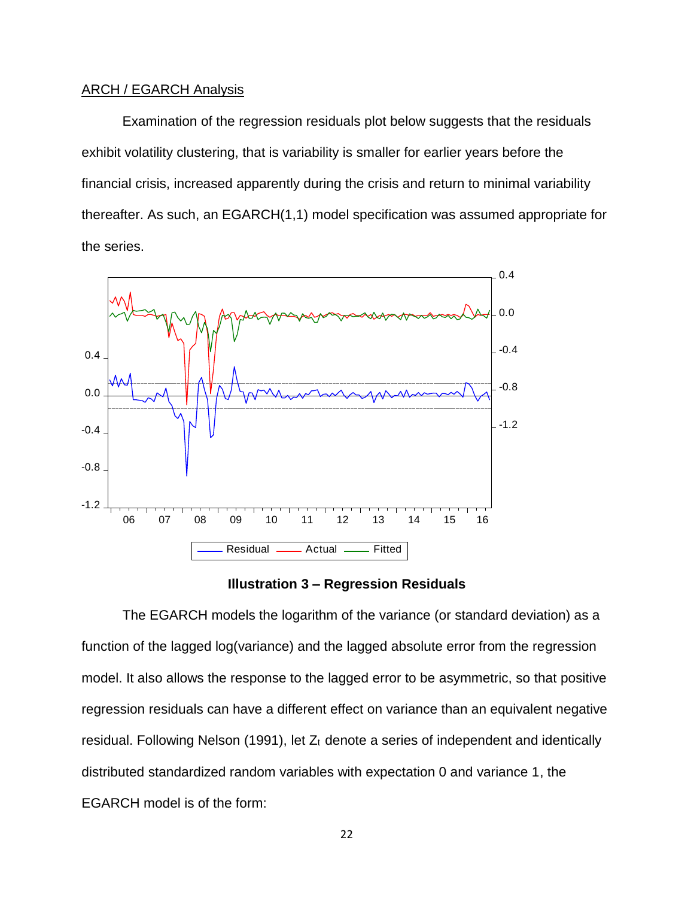ARCH / EGARCH Analysis

Examination of the regression residuals plot below suggests that the residuals exhibit volatility clustering, that is variability is smaller for earlier years before the financial crisis, increased apparently during the crisis and return to minimal variability thereafter. As such, an EGARCH(1,1) model specification was assumed appropriate for the series.

**Illustration 3 – Regression Residuals**

The EGARCH models the logarithm of the variance (or standard deviation) as a function of the lagged log(variance) and the lagged absolute error from the regression model. It also allows the response to the lagged error to be asymmetric, so that positive regression residuals can have a different effect on variance than an equivalent negative residual. Following Nelson (1991), let $Z_t$ denote a series of independent and identically distributed standardized random variables with expectation 0 and variance 1, the EGARCH model is of the form: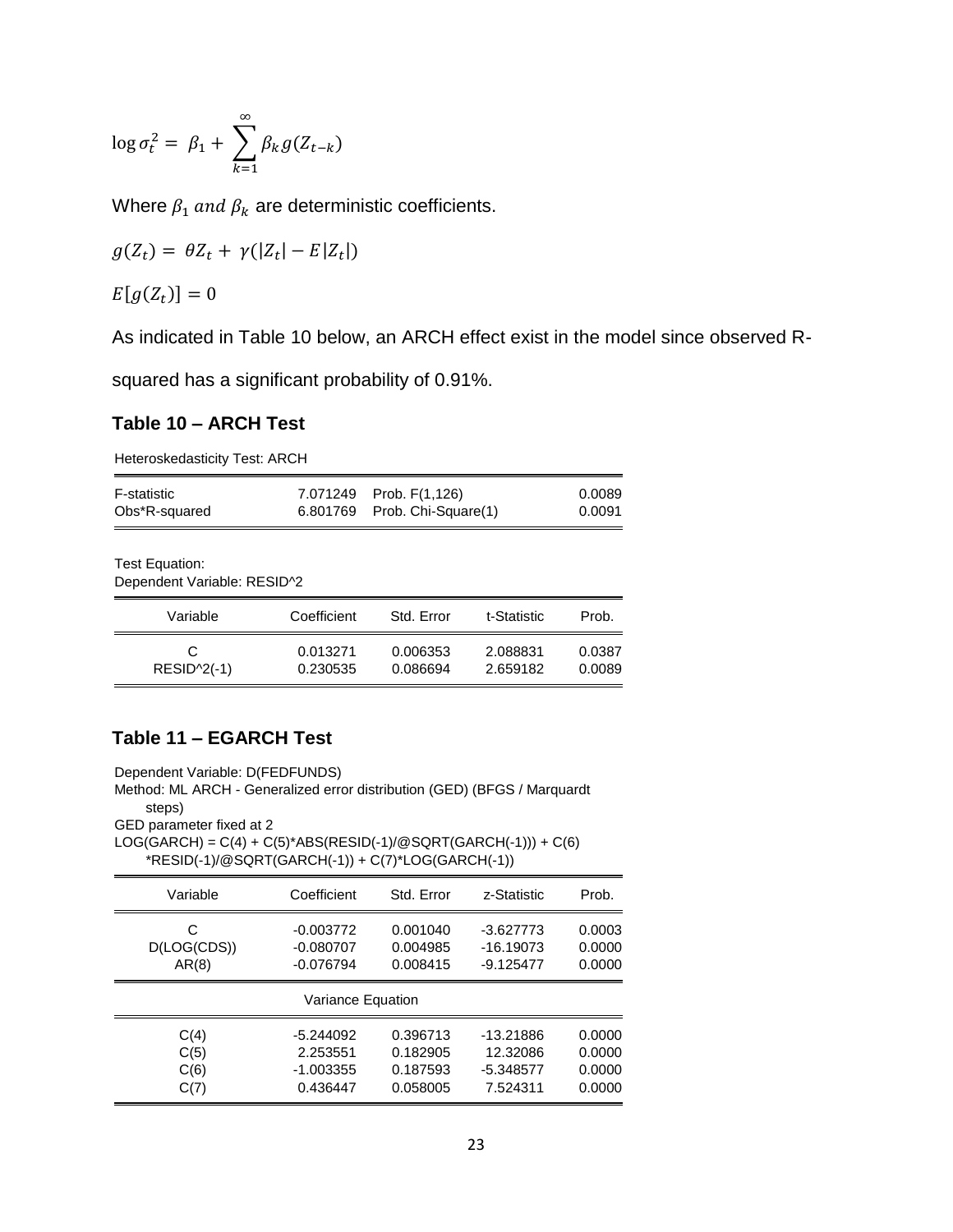$$\log \sigma_t^2 = \beta_1 + \sum_{k=1}^{\infty} \beta_k g(Z_{t-k})$$

Where $\beta_1$ $and$ $\beta_k$ are deterministic coefficients.

$$g(Z_t) = \theta Z_t + \gamma(|Z_t| - E|Z_t|)$$

$$E[g(Z_t)] = 0$$

As indicated in Table 10 below, an ARCH effect exist in the model since observed R-squared has a significant probability of 0.91%.

### Table 10 – ARCH Test

Heteroskedasticity Test: ARCH

| | | | |
|---|---|---|---|
| F-statistic | 7.071249 | Prob. F(1,126) | 0.0089 |
| Obs*R-squared | 6.801769 | Prob. Chi-Square(1) | 0.0091 |

Test Equation:
Dependent Variable: RESID^2

| Variable | Coefficient | Std. Error | t-Statistic | Prob. |
|---|---|---|---|---|
| C | 0.013271 | 0.006353 | 2.088831 | 0.0387 |
| RESID^2(-1) | 0.230535 | 0.086694 | 2.659182 | 0.0089 |

### Table 11 – EGARCH Test

Dependent Variable: D(FEDFUNDS)
Method: ML ARCH - Generalized error distribution (GED) (BFGS / Marquardt steps)
GED parameter fixed at 2
LOG(GARCH) = C(4) + C(5)*ABS(RESID(-1)/@SQRT(GARCH(-1))) + C(6)*RESID(-1)/@SQRT(GARCH(-1)) + C(7)*LOG(GARCH(-1))

| Variable | Coefficient | Std. Error | z-Statistic | Prob. |
|---|---|---|---|---|
| C | -0.003772 | 0.001040 | -3.627773 | 0.0003 |
| D(LOG(CDS)) | -0.080707 | 0.004985 | -16.19073 | 0.0000 |
| AR(8) | -0.076794 | 0.008415 | -9.125477 | 0.0000 |
| | | Variance Equation | | |
| C(4) | -5.244092 | 0.396713 | -13.21886 | 0.0000 |
| C(5) | 2.253551 | 0.182905 | 12.32086 | 0.0000 |
| C(6) | -1.003355 | 0.187593 | -5.348577 | 0.0000 |
| C(7) | 0.436447 | 0.058005 | 7.524311 | 0.0000 |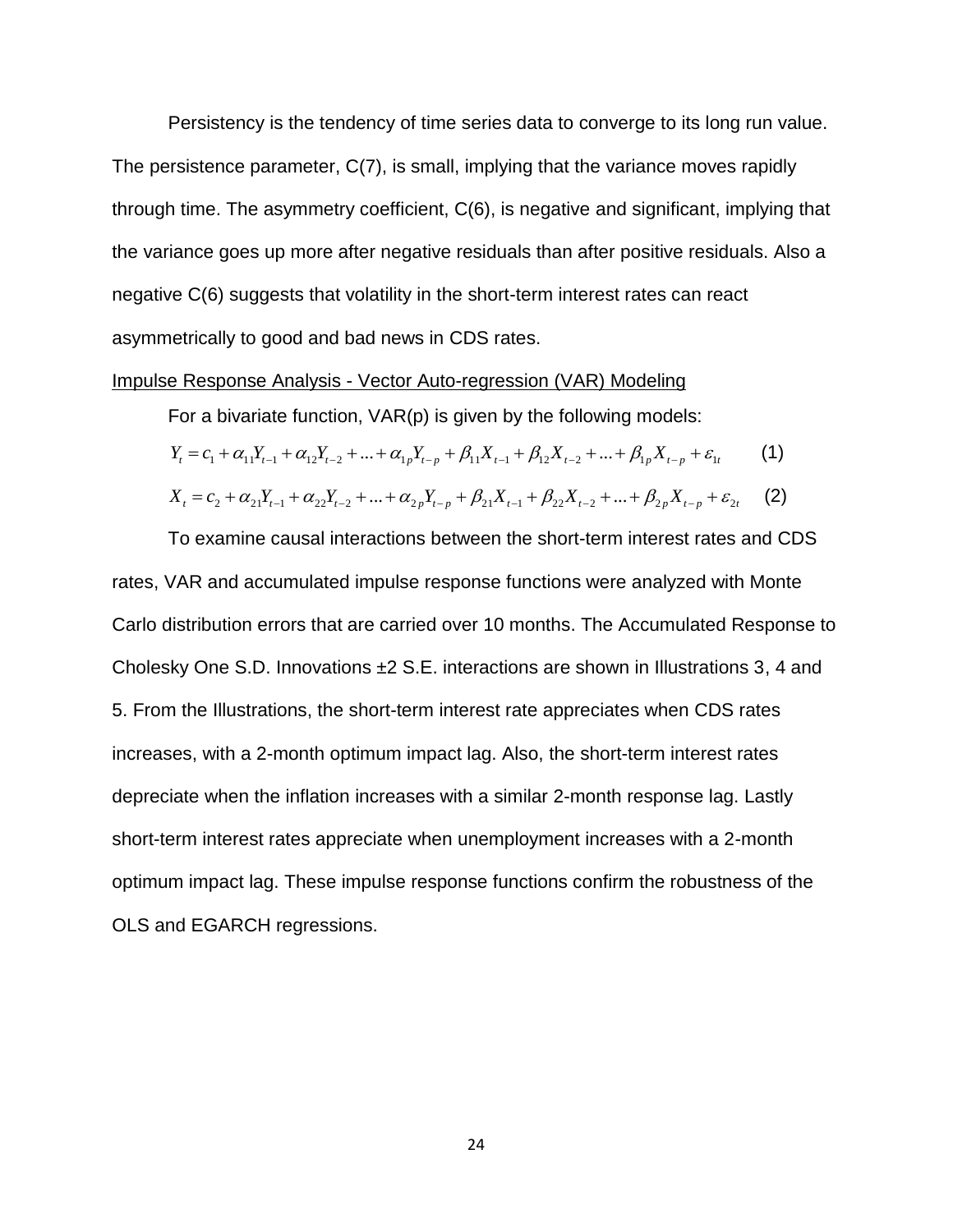Persistency is the tendency of time series data to converge to its long run value. The persistence parameter, C(7), is small, implying that the variance moves rapidly through time. The asymmetry coefficient, C(6), is negative and significant, implying that the variance goes up more after negative residuals than after positive residuals. Also a negative C(6) suggests that volatility in the short-term interest rates can react asymmetrically to good and bad news in CDS rates.

Impulse Response Analysis - Vector Auto-regression (VAR) Modeling

For a bivariate function, VAR(p) is given by the following models:

$$Y_t = c_1 + \alpha_{11}Y_{t-1} + \alpha_{12}Y_{t-2} + \ldots + \alpha_{1p}Y_{t-p} + \beta_{11}X_{t-1} + \beta_{12}X_{t-2} + \ldots + \beta_{1p}X_{t-p} + \varepsilon_{1t} \qquad (1)$$

$$X_t = c_2 + \alpha_{21}Y_{t-1} + \alpha_{22}Y_{t-2} + \ldots + \alpha_{2p}Y_{t-p} + \beta_{21}X_{t-1} + \beta_{22}X_{t-2} + \ldots + \beta_{2p}X_{t-p} + \varepsilon_{2t} \qquad (2)$$

To examine causal interactions between the short-term interest rates and CDS rates, VAR and accumulated impulse response functions were analyzed with Monte Carlo distribution errors that are carried over 10 months. The Accumulated Response to Cholesky One S.D. Innovations ±2 S.E. interactions are shown in Illustrations 3, 4 and 5. From the Illustrations, the short-term interest rate appreciates when CDS rates increases, with a 2-month optimum impact lag. Also, the short-term interest rates depreciate when the inflation increases with a similar 2-month response lag. Lastly short-term interest rates appreciate when unemployment increases with a 2-month optimum impact lag. These impulse response functions confirm the robustness of the OLS and EGARCH regressions.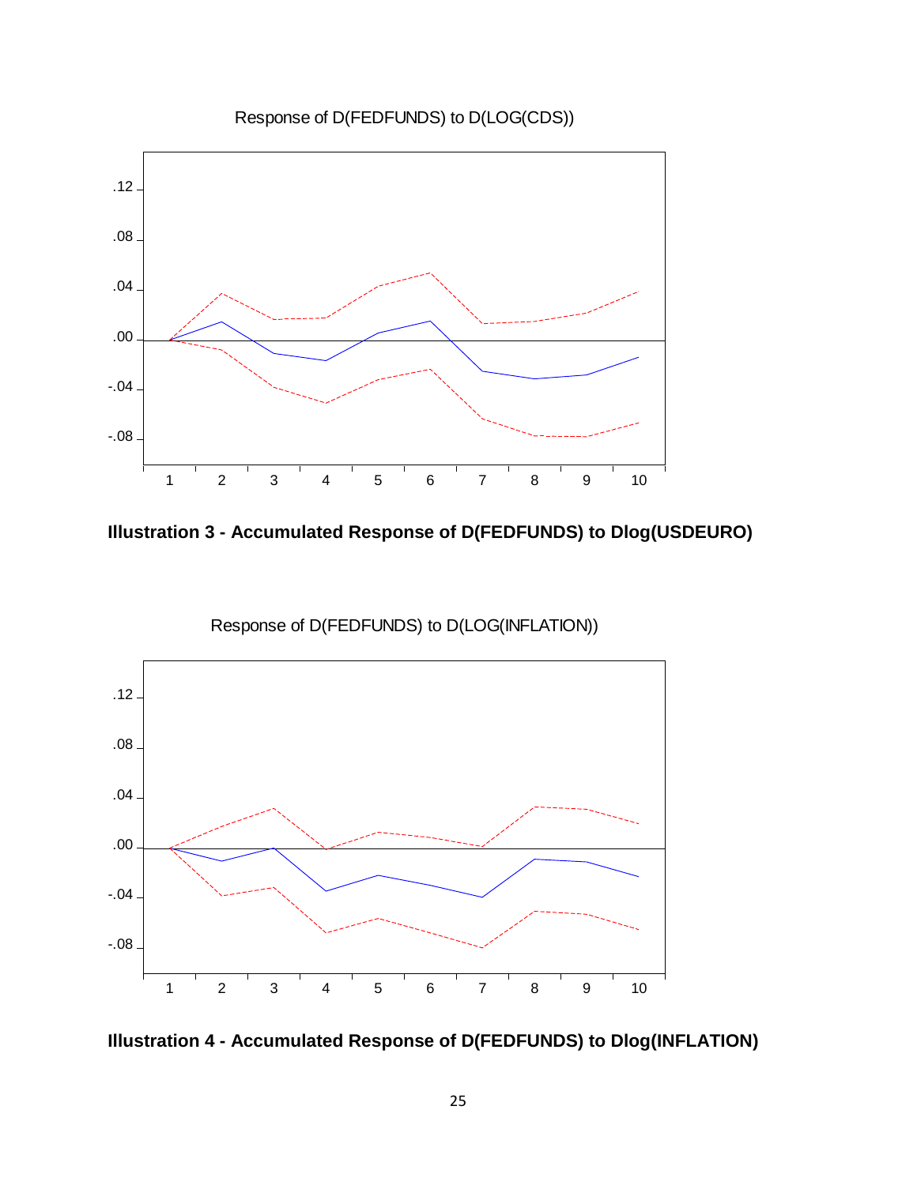Response of D(FEDFUNDS) to D(LOG(CDS))

**Illustration 3 - Accumulated Response of D(FEDFUNDS) to Dlog(USDEURO)**

Response of D(FEDFUNDS) to D(LOG(INFLATION))

**Illustration 4 - Accumulated Response of D(FEDFUNDS) to Dlog(INFLATION)**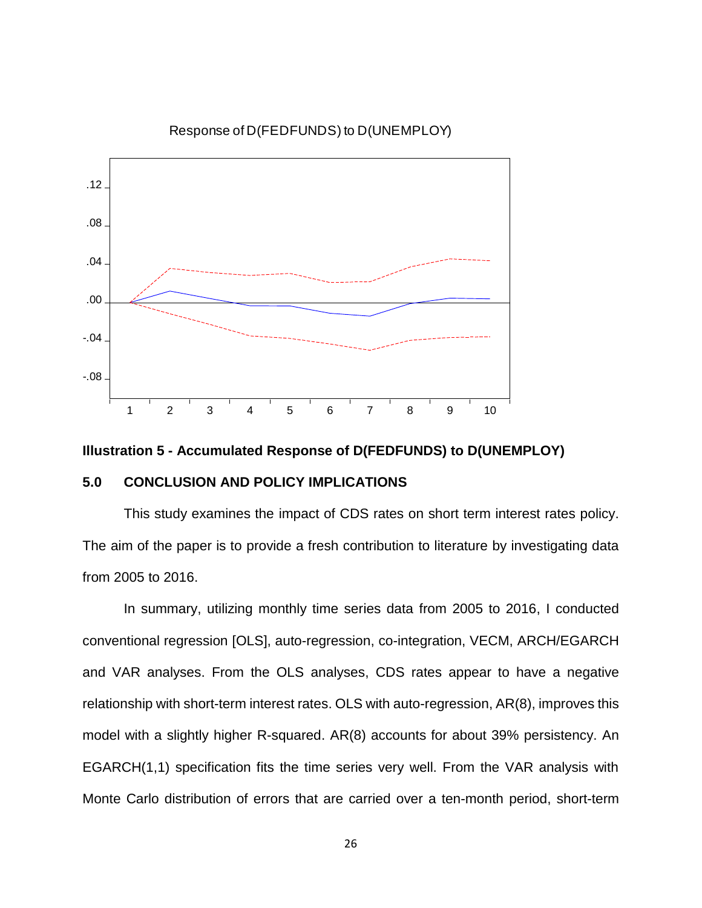Response of D(FEDFUNDS) to D(UNEMPLOY)

**Illustration 5 - Accumulated Response of D(FEDFUNDS) to D(UNEMPLOY)**

## 5.0 CONCLUSION AND POLICY IMPLICATIONS

This study examines the impact of CDS rates on short term interest rates policy. The aim of the paper is to provide a fresh contribution to literature by investigating data from 2005 to 2016.

In summary, utilizing monthly time series data from 2005 to 2016, I conducted conventional regression [OLS], auto-regression, co-integration, VECM, ARCH/EGARCH and VAR analyses. From the OLS analyses, CDS rates appear to have a negative relationship with short-term interest rates. OLS with auto-regression, AR(8), improves this model with a slightly higher R-squared. AR(8) accounts for about 39% persistency. An EGARCH(1,1) specification fits the time series very well. From the VAR analysis with Monte Carlo distribution of errors that are carried over a ten-month period, short-term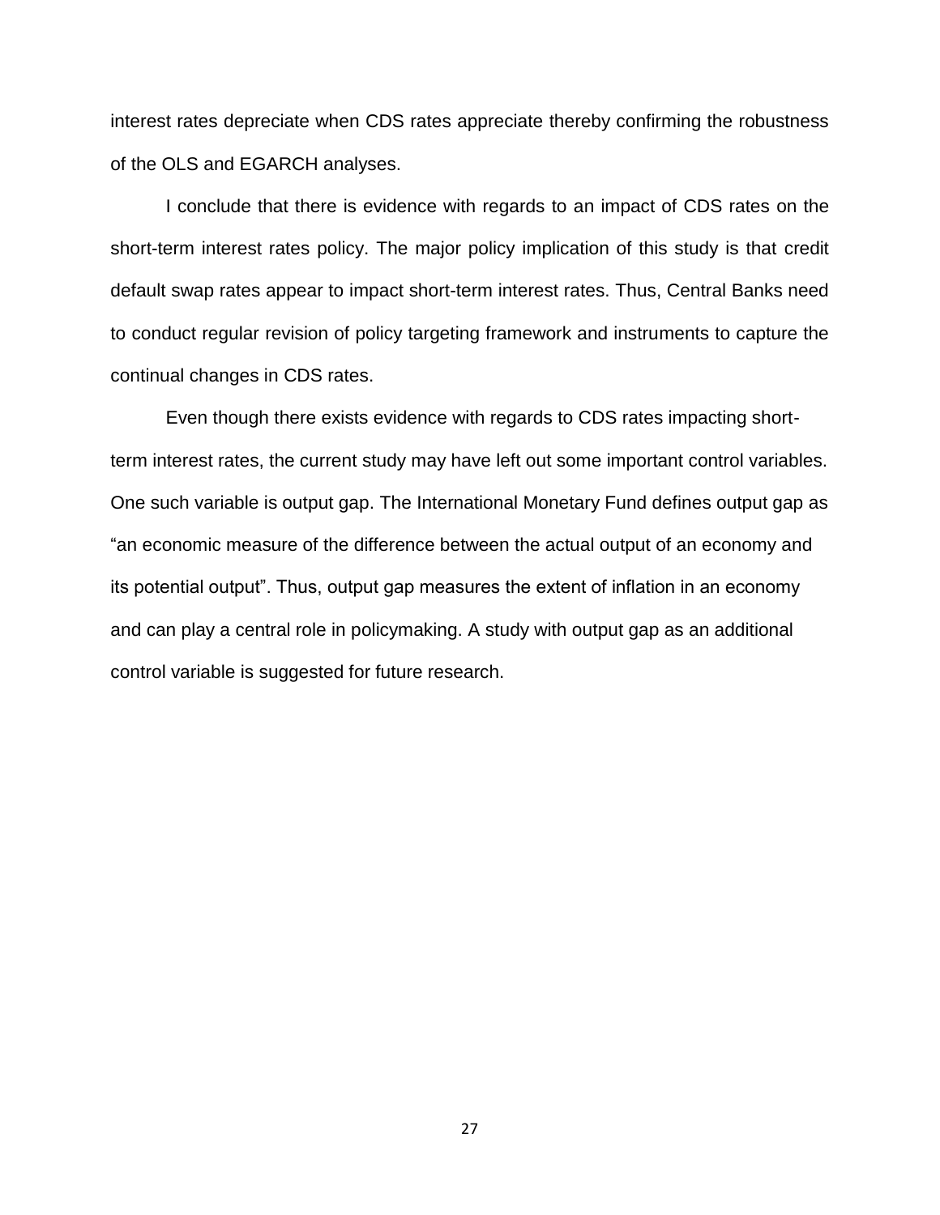interest rates depreciate when CDS rates appreciate thereby confirming the robustness of the OLS and EGARCH analyses.

I conclude that there is evidence with regards to an impact of CDS rates on the short-term interest rates policy. The major policy implication of this study is that credit default swap rates appear to impact short-term interest rates. Thus, Central Banks need to conduct regular revision of policy targeting framework and instruments to capture the continual changes in CDS rates.

Even though there exists evidence with regards to CDS rates impacting short-term interest rates, the current study may have left out some important control variables. One such variable is output gap. The International Monetary Fund defines output gap as "an economic measure of the difference between the actual output of an economy and its potential output". Thus, output gap measures the extent of inflation in an economy and can play a central role in policymaking. A study with output gap as an additional control variable is suggested for future research.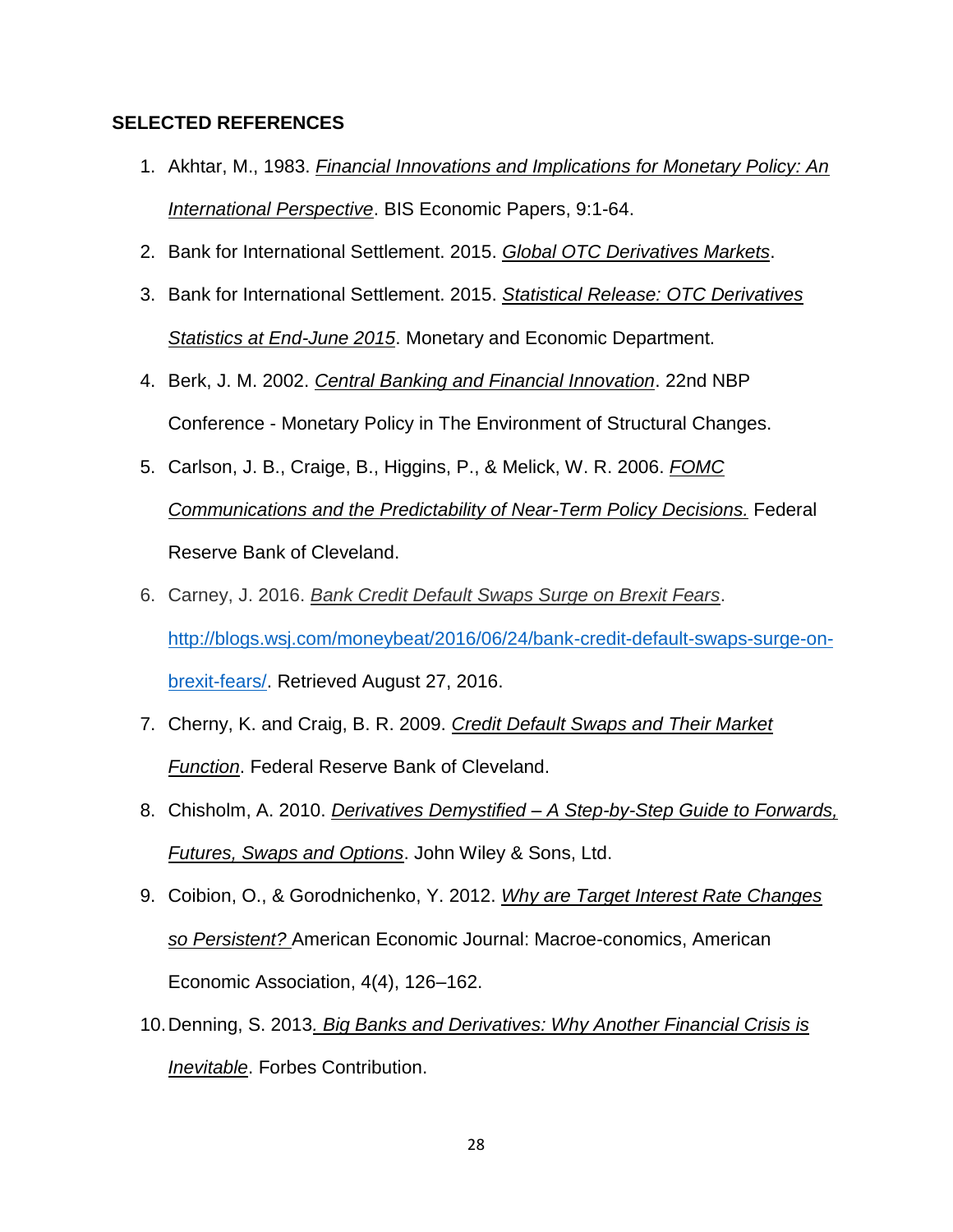**SELECTED REFERENCES**

1. Akhtar, M., 1983. *Financial Innovations and Implications for Monetary Policy: An International Perspective*. BIS Economic Papers, 9:1-64.
2. Bank for International Settlement. 2015. *Global OTC Derivatives Markets*.
3. Bank for International Settlement. 2015. *Statistical Release: OTC Derivatives Statistics at End-June 2015*. Monetary and Economic Department.
4. Berk, J. M. 2002. *Central Banking and Financial Innovation*. 22nd NBP Conference - Monetary Policy in The Environment of Structural Changes.
5. Carlson, J. B., Craige, B., Higgins, P., & Melick, W. R. 2006. *FOMC Communications and the Predictability of Near-Term Policy Decisions.* Federal Reserve Bank of Cleveland.
6. Carney, J. 2016. *Bank Credit Default Swaps Surge on Brexit Fears*. http://blogs.wsj.com/moneybeat/2016/06/24/bank-credit-default-swaps-surge-on-brexit-fears/. Retrieved August 27, 2016.
7. Cherny, K. and Craig, B. R. 2009. *Credit Default Swaps and Their Market Function*. Federal Reserve Bank of Cleveland.
8. Chisholm, A. 2010. *Derivatives Demystified – A Step-by-Step Guide to Forwards, Futures, Swaps and Options*. John Wiley & Sons, Ltd.
9. Coibion, O., & Gorodnichenko, Y. 2012. *Why are Target Interest Rate Changes so Persistent?* American Economic Journal: Macroe-conomics, American Economic Association, 4(4), 126–162.
10. Denning, S. 2013. *Big Banks and Derivatives: Why Another Financial Crisis is Inevitable*. Forbes Contribution.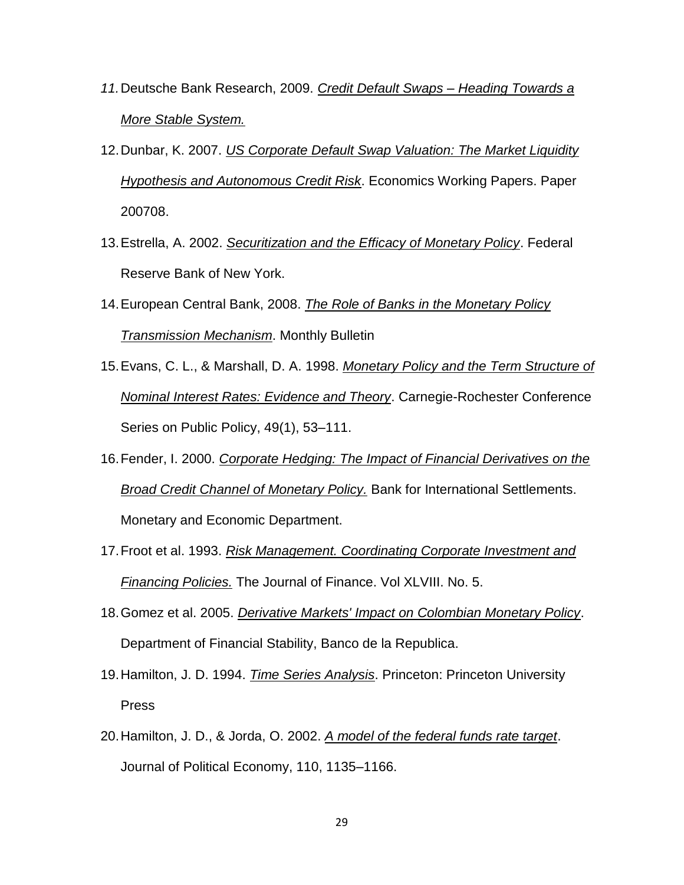11. Deutsche Bank Research, 2009. *Credit Default Swaps – Heading Towards a More Stable System.*
12. Dunbar, K. 2007. *US Corporate Default Swap Valuation: The Market Liquidity Hypothesis and Autonomous Credit Risk*. Economics Working Papers. Paper 200708.
13. Estrella, A. 2002. *Securitization and the Efficacy of Monetary Policy*. Federal Reserve Bank of New York.
14. European Central Bank, 2008. *The Role of Banks in the Monetary Policy Transmission Mechanism*. Monthly Bulletin
15. Evans, C. L., & Marshall, D. A. 1998. *Monetary Policy and the Term Structure of Nominal Interest Rates: Evidence and Theory*. Carnegie-Rochester Conference Series on Public Policy, 49(1), 53–111.
16. Fender, I. 2000. *Corporate Hedging: The Impact of Financial Derivatives on the Broad Credit Channel of Monetary Policy.* Bank for International Settlements. Monetary and Economic Department.
17. Froot et al. 1993. *Risk Management. Coordinating Corporate Investment and Financing Policies.* The Journal of Finance. Vol XLVIII. No. 5.
18. Gomez et al. 2005. *Derivative Markets' Impact on Colombian Monetary Policy*. Department of Financial Stability, Banco de la Republica.
19. Hamilton, J. D. 1994. *Time Series Analysis*. Princeton: Princeton University Press
20. Hamilton, J. D., & Jorda, O. 2002. *A model of the federal funds rate target*. Journal of Political Economy, 110, 1135–1166.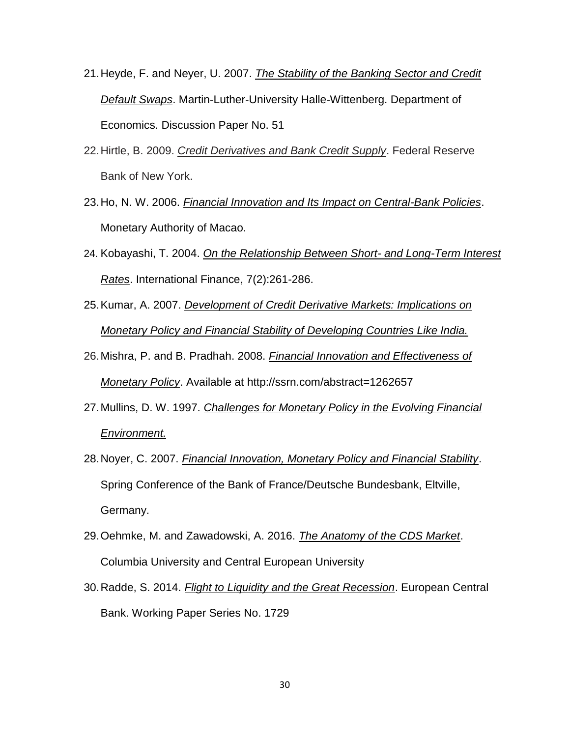21. Heyde, F. and Neyer, U. 2007. *The Stability of the Banking Sector and Credit Default Swaps*. Martin-Luther-University Halle-Wittenberg. Department of Economics. Discussion Paper No. 51
22. Hirtle, B. 2009. *Credit Derivatives and Bank Credit Supply*. Federal Reserve Bank of New York.
23. Ho, N. W. 2006. *Financial Innovation and Its Impact on Central-Bank Policies*. Monetary Authority of Macao.
24. Kobayashi, T. 2004. *On the Relationship Between Short- and Long-Term Interest Rates*. International Finance, 7(2):261-286.
25. Kumar, A. 2007. *Development of Credit Derivative Markets: Implications on Monetary Policy and Financial Stability of Developing Countries Like India.*
26. Mishra, P. and B. Pradhah. 2008. *Financial Innovation and Effectiveness of Monetary Policy*. Available at http://ssrn.com/abstract=1262657
27. Mullins, D. W. 1997. *Challenges for Monetary Policy in the Evolving Financial Environment.*
28. Noyer, C. 2007. *Financial Innovation, Monetary Policy and Financial Stability*. Spring Conference of the Bank of France/Deutsche Bundesbank, Eltville, Germany.
29. Oehmke, M. and Zawadowski, A. 2016. *The Anatomy of the CDS Market*. Columbia University and Central European University
30. Radde, S. 2014. *Flight to Liquidity and the Great Recession*. European Central Bank. Working Paper Series No. 1729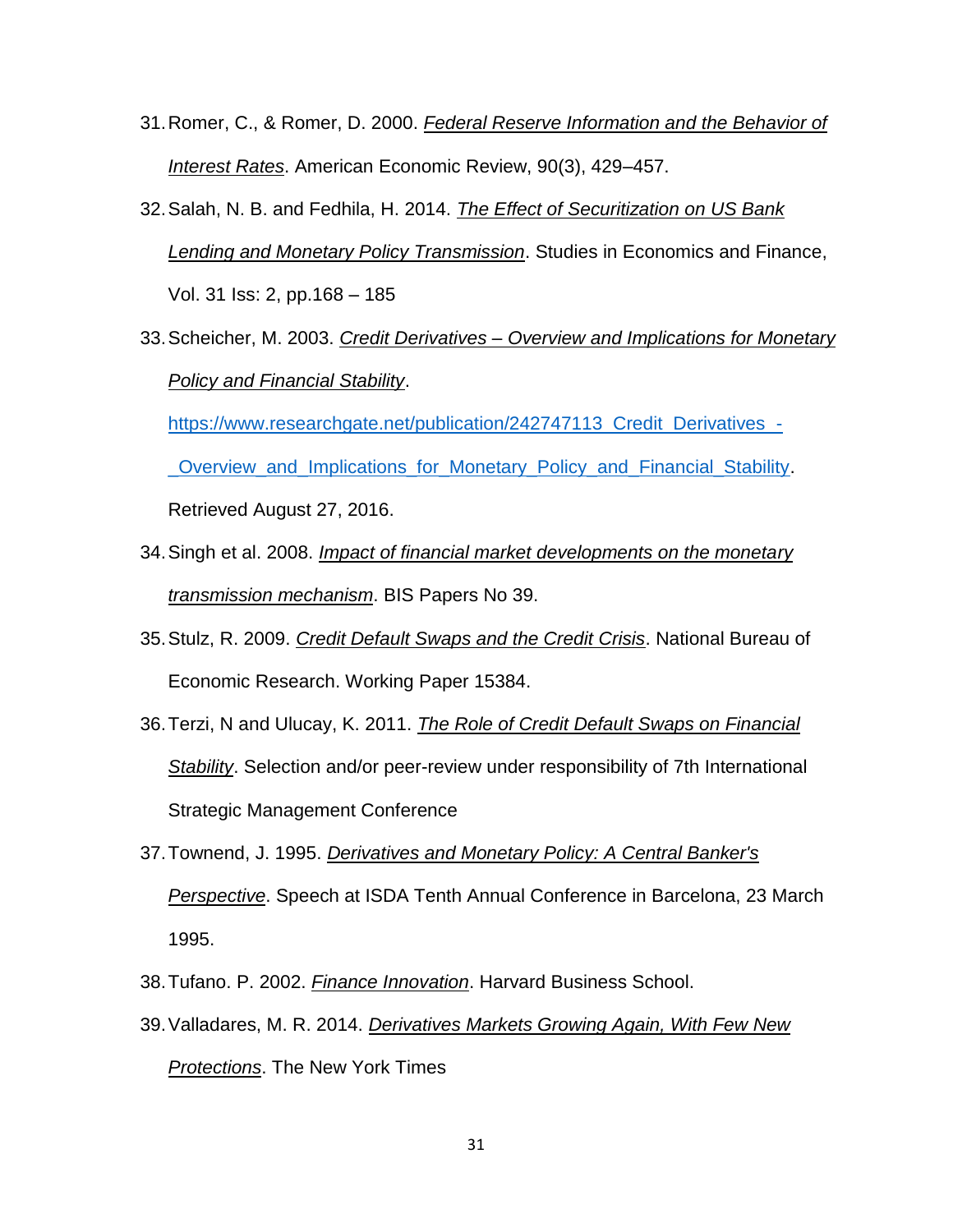31. Romer, C., & Romer, D. 2000. *Federal Reserve Information and the Behavior of Interest Rates*. American Economic Review, 90(3), 429–457.
32. Salah, N. B. and Fedhila, H. 2014. *The Effect of Securitization on US Bank Lending and Monetary Policy Transmission*. Studies in Economics and Finance, Vol. 31 Iss: 2, pp.168 – 185
33. Scheicher, M. 2003. *Credit Derivatives – Overview and Implications for Monetary Policy and Financial Stability*. https://www.researchgate.net/publication/242747113_Credit_Derivatives_-_Overview_and_Implications_for_Monetary_Policy_and_Financial_Stability. Retrieved August 27, 2016.
34. Singh et al. 2008. *Impact of financial market developments on the monetary transmission mechanism*. BIS Papers No 39.
35. Stulz, R. 2009. *Credit Default Swaps and the Credit Crisis*. National Bureau of Economic Research. Working Paper 15384.
36. Terzi, N and Ulucay, K. 2011. *The Role of Credit Default Swaps on Financial Stability*. Selection and/or peer-review under responsibility of 7th International Strategic Management Conference
37. Townend, J. 1995. *Derivatives and Monetary Policy: A Central Banker's Perspective*. Speech at ISDA Tenth Annual Conference in Barcelona, 23 March 1995.
38. Tufano. P. 2002. *Finance Innovation*. Harvard Business School.
39. Valladares, M. R. 2014. *Derivatives Markets Growing Again, With Few New Protections*. The New York Times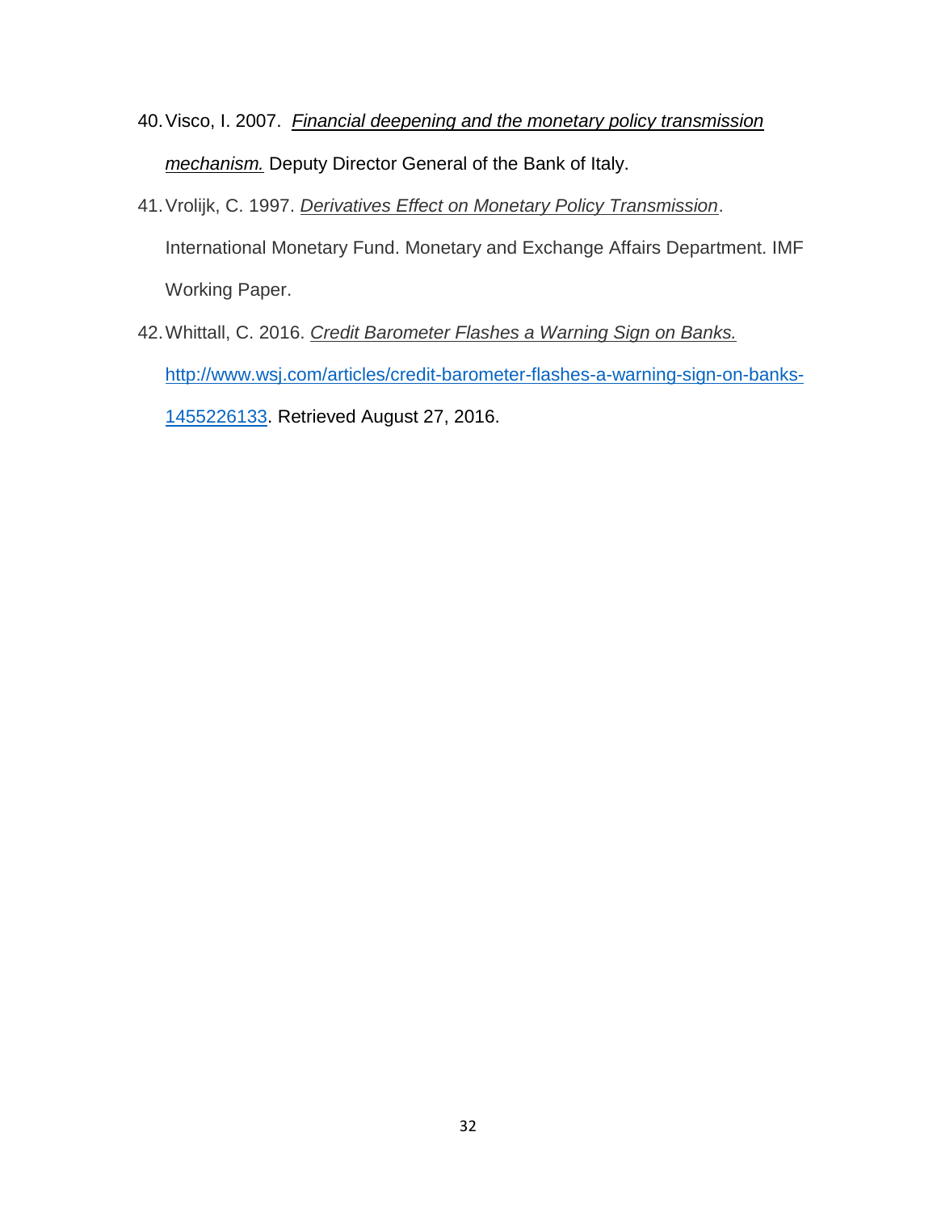40. Visco, I. 2007. *Financial deepening and the monetary policy transmission mechanism.* Deputy Director General of the Bank of Italy.
41. Vrolijk, C. 1997. *Derivatives Effect on Monetary Policy Transmission*. International Monetary Fund. Monetary and Exchange Affairs Department. IMF Working Paper.
42. Whittall, C. 2016. *Credit Barometer Flashes a Warning Sign on Banks.* http://www.wsj.com/articles/credit-barometer-flashes-a-warning-sign-on-banks-1455226133. Retrieved August 27, 2016.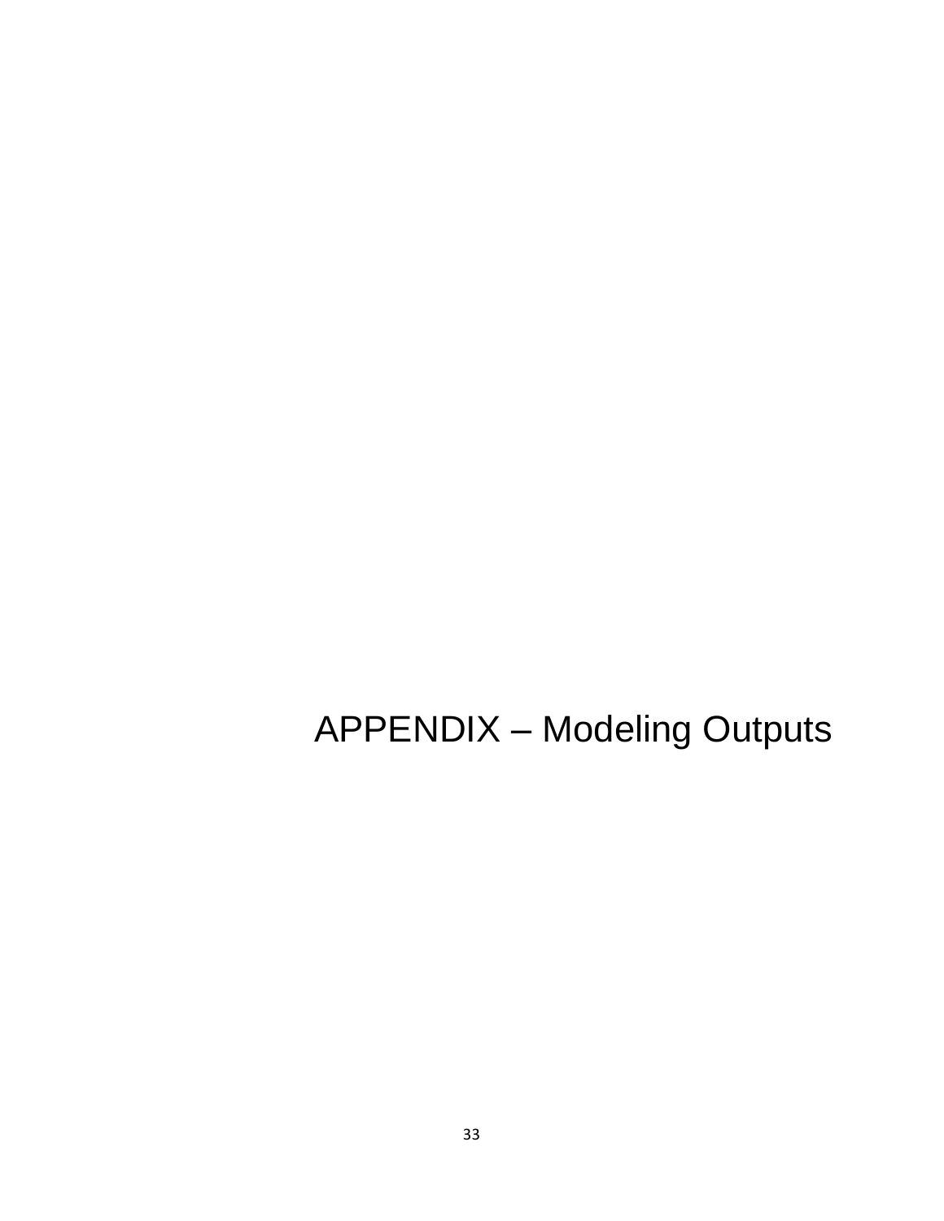# APPENDIX – Modeling Outputs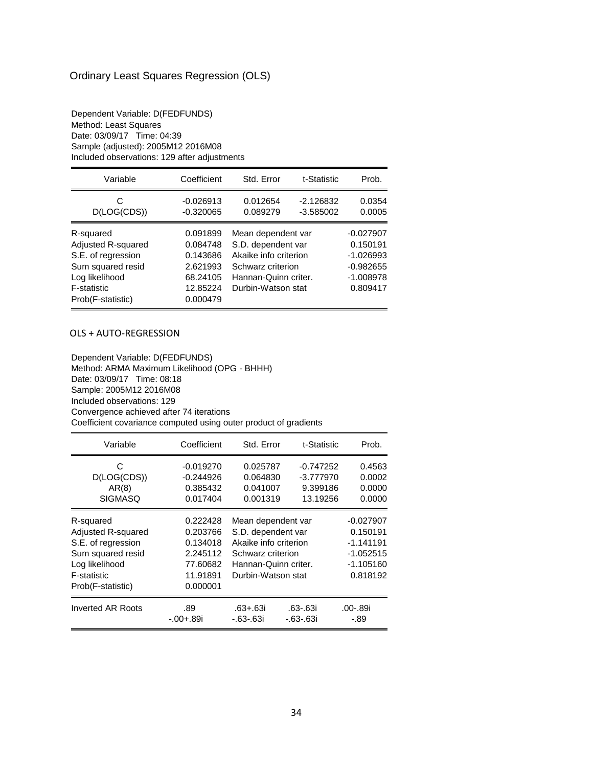## Ordinary Least Squares Regression (OLS)

Dependent Variable: D(FEDFUNDS)
Method: Least Squares
Date: 03/09/17 Time: 04:39
Sample (adjusted): 2005M12 2016M08
Included observations: 129 after adjustments

| Variable | Coefficient | Std. Error | t-Statistic | Prob. |
|---|---|---|---|---|
| C | -0.026913 | 0.012654 | -2.126832 | 0.0354 |
| D(LOG(CDS)) | -0.320065 | 0.089279 | -3.585002 | 0.0005 |
| R-squared | 0.091899 | Mean dependent var | | -0.027907 |
| Adjusted R-squared | 0.084748 | S.D. dependent var | | 0.150191 |
| S.E. of regression | 0.143686 | Akaike info criterion | | -1.026993 |
| Sum squared resid | 2.621993 | Schwarz criterion | | -0.982655 |
| Log likelihood | 68.24105 | Hannan-Quinn criter. | | -1.008978 |
| F-statistic | 12.85224 | Durbin-Watson stat | | 0.809417 |
| Prob(F-statistic) | 0.000479 | | | |

## OLS + AUTO-REGRESSION

Dependent Variable: D(FEDFUNDS)
Method: ARMA Maximum Likelihood (OPG - BHHH)
Date: 03/09/17 Time: 08:18
Sample: 2005M12 2016M08
Included observations: 129
Convergence achieved after 74 iterations
Coefficient covariance computed using outer product of gradients

| Variable | Coefficient | Std. Error | t-Statistic | Prob. |
|---|---|---|---|---|
| C | -0.019270 | 0.025787 | -0.747252 | 0.4563 |
| D(LOG(CDS)) | -0.244926 | 0.064830 | -3.777970 | 0.0002 |
| AR(8) | 0.385432 | 0.041007 | 9.399186 | 0.0000 |
| SIGMASQ | 0.017404 | 0.001319 | 13.19256 | 0.0000 |
| R-squared | 0.222428 | Mean dependent var | | -0.027907 |
| Adjusted R-squared | 0.203766 | S.D. dependent var | | 0.150191 |
| S.E. of regression | 0.134018 | Akaike info criterion | | -1.141191 |
| Sum squared resid | 2.245112 | Schwarz criterion | | -1.052515 |
| Log likelihood | 77.60682 | Hannan-Quinn criter. | | -1.105160 |
| F-statistic | 11.91891 | Durbin-Watson stat | | 0.818192 |
| Prob(F-statistic) | 0.000001 | | | |
| Inverted AR Roots | .89 | .63+.63i | .63-.63i | .00-.89i |
| | -.00+.89i | -.63-.63i | -.63-.63i | -.89 |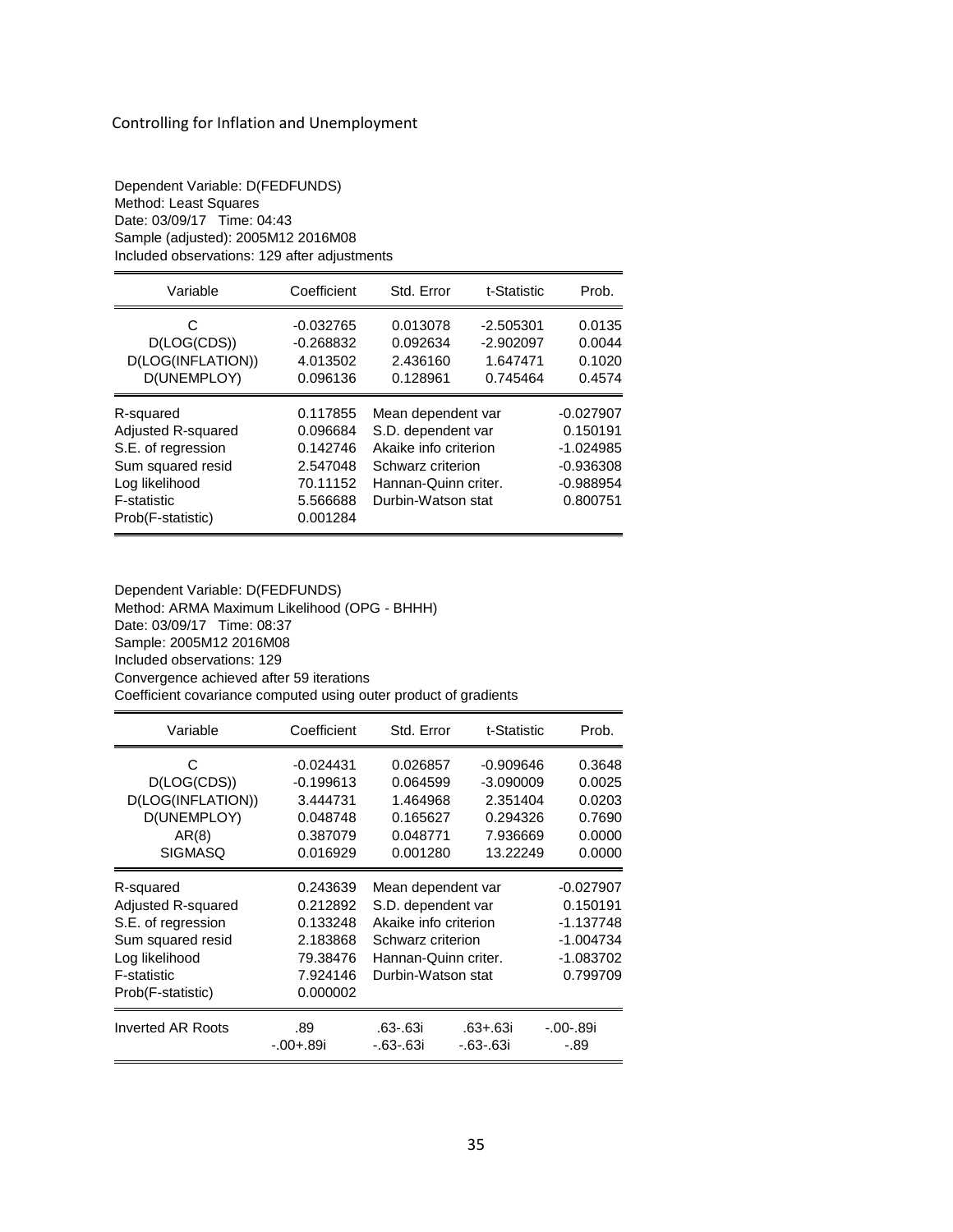Controlling for Inflation and Unemployment

Dependent Variable: D(FEDFUNDS)
Method: Least Squares
Date: 03/09/17 Time: 04:43
Sample (adjusted): 2005M12 2016M08
Included observations: 129 after adjustments

| Variable | Coefficient | Std. Error | t-Statistic | Prob. |
|---|---|---|---|---|
| C | -0.032765 | 0.013078 | -2.505301 | 0.0135 |
| D(LOG(CDS)) | -0.268832 | 0.092634 | -2.902097 | 0.0044 |
| D(LOG(INFLATION)) | 4.013502 | 2.436160 | 1.647471 | 0.1020 |
| D(UNEMPLOY) | 0.096136 | 0.128961 | 0.745464 | 0.4574 |

| | | | |
|---|---|---|---|
| R-squared | 0.117855 | Mean dependent var | -0.027907 |
| Adjusted R-squared | 0.096684 | S.D. dependent var | 0.150191 |
| S.E. of regression | 0.142746 | Akaike info criterion | -1.024985 |
| Sum squared resid | 2.547048 | Schwarz criterion | -0.936308 |
| Log likelihood | 70.11152 | Hannan-Quinn criter. | -0.988954 |
| F-statistic | 5.566688 | Durbin-Watson stat | 0.800751 |
| Prob(F-statistic) | 0.001284 | | |

Dependent Variable: D(FEDFUNDS)
Method: ARMA Maximum Likelihood (OPG - BHHH)
Date: 03/09/17 Time: 08:37
Sample: 2005M12 2016M08
Included observations: 129
Convergence achieved after 59 iterations
Coefficient covariance computed using outer product of gradients

| Variable | Coefficient | Std. Error | t-Statistic | Prob. |
|---|---|---|---|---|
| C | -0.024431 | 0.026857 | -0.909646 | 0.3648 |
| D(LOG(CDS)) | -0.199613 | 0.064599 | -3.090009 | 0.0025 |
| D(LOG(INFLATION)) | 3.444731 | 1.464968 | 2.351404 | 0.0203 |
| D(UNEMPLOY) | 0.048748 | 0.165627 | 0.294326 | 0.7690 |
| AR(8) | 0.387079 | 0.048771 | 7.936669 | 0.0000 |
| SIGMASQ | 0.016929 | 0.001280 | 13.22249 | 0.0000 |

| | | | |
|---|---|---|---|
| R-squared | 0.243639 | Mean dependent var | -0.027907 |
| Adjusted R-squared | 0.212892 | S.D. dependent var | 0.150191 |
| S.E. of regression | 0.133248 | Akaike info criterion | -1.137748 |
| Sum squared resid | 2.183868 | Schwarz criterion | -1.004734 |
| Log likelihood | 79.38476 | Hannan-Quinn criter. | -1.083702 |
| F-statistic | 7.924146 | Durbin-Watson stat | 0.799709 |
| Prob(F-statistic) | 0.000002 | | |

| | | | | |
|---|---|---|---|---|
| Inverted AR Roots | .89 | .63-.63i | .63+.63i | -.00-.89i |
| | -.00+.89i | -.63-.63i | -.63-.63i | -.89 |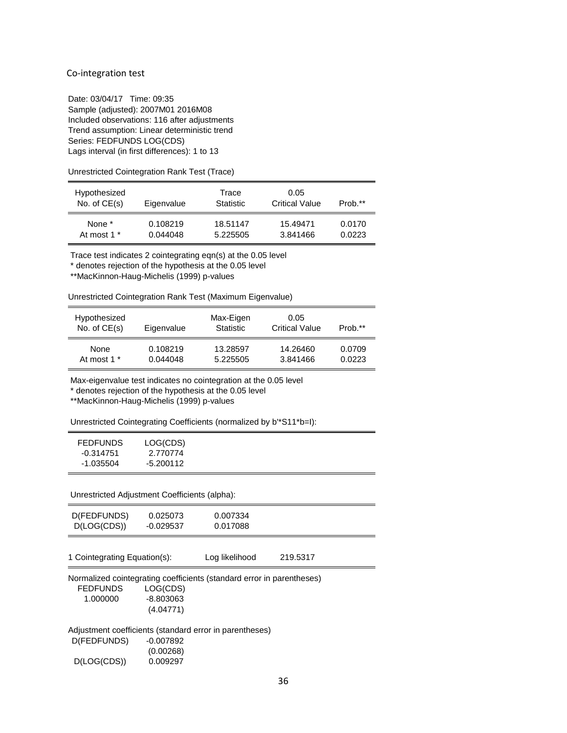Co-integration test

Date: 03/04/17 Time: 09:35
Sample (adjusted): 2007M01 2016M08
Included observations: 116 after adjustments
Trend assumption: Linear deterministic trend
Series: FEDFUNDS LOG(CDS)
Lags interval (in first differences): 1 to 13

Unrestricted Cointegration Rank Test (Trace)

| Hypothesized No. of CE(s) | Eigenvalue | Trace Statistic | 0.05 Critical Value | Prob.** |
|---|---|---|---|---|
| None * | 0.108219 | 18.51147 | 15.49471 | 0.0170 |
| At most 1 * | 0.044048 | 5.225505 | 3.841466 | 0.0223 |

Trace test indicates 2 cointegrating eqn(s) at the 0.05 level
* denotes rejection of the hypothesis at the 0.05 level
**MacKinnon-Haug-Michelis (1999) p-values

Unrestricted Cointegration Rank Test (Maximum Eigenvalue)

| Hypothesized No. of CE(s) | Eigenvalue | Max-Eigen Statistic | 0.05 Critical Value | Prob.** |
|---|---|---|---|---|
| None | 0.108219 | 13.28597 | 14.26460 | 0.0709 |
| At most 1 * | 0.044048 | 5.225505 | 3.841466 | 0.0223 |

Max-eigenvalue test indicates no cointegration at the 0.05 level
* denotes rejection of the hypothesis at the 0.05 level
**MacKinnon-Haug-Michelis (1999) p-values

Unrestricted Cointegrating Coefficients (normalized by b'*S11*b=I):

| FEDFUNDS | LOG(CDS) |
|---|---|
| -0.314751 | 2.770774 |
| -1.035504 | -5.200112 |

Unrestricted Adjustment Coefficients (alpha):

| | | |
|---|---|---|
| D(FEDFUNDS) | 0.025073 | 0.007334 |
| D(LOG(CDS)) | -0.029537 | 0.017088 |

1 Cointegrating Equation(s): Log likelihood 219.5317

Normalized cointegrating coefficients (standard error in parentheses)

| FEDFUNDS | LOG(CDS) |
|---|---|
| 1.000000 | -8.803063 |
| | (4.04771) |

Adjustment coefficients (standard error in parentheses)

| | |
|---|---|
| D(FEDFUNDS) | -0.007892 |
| | (0.00268) |
| D(LOG(CDS)) | 0.009297 |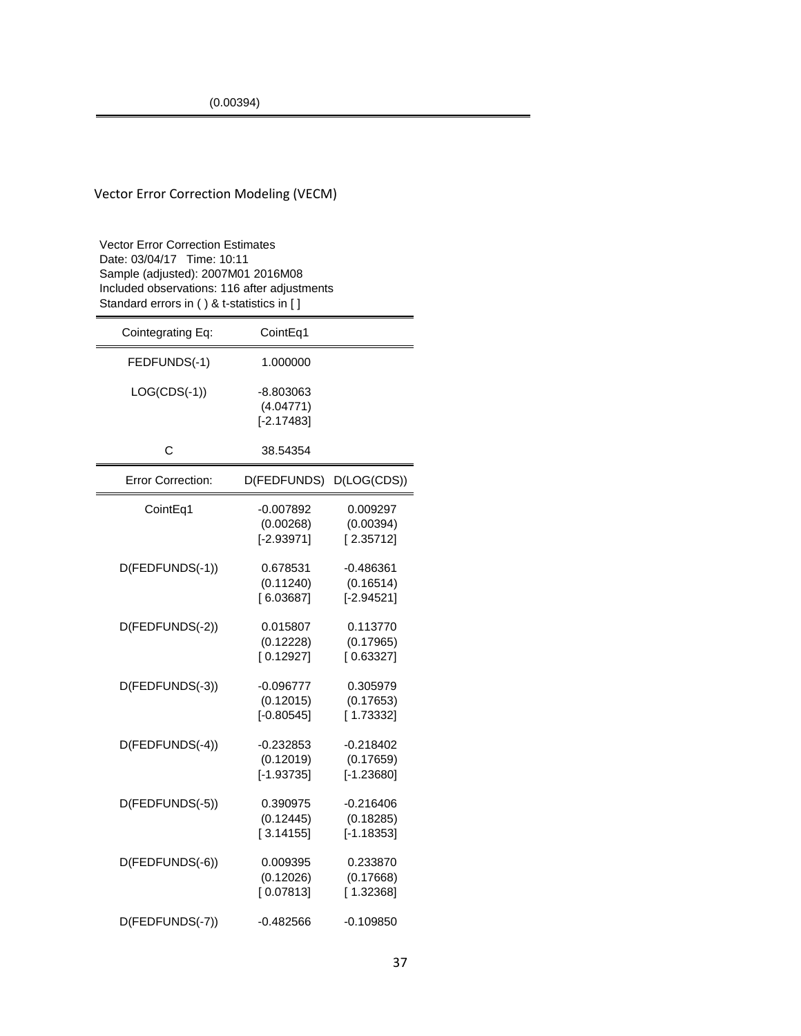(0.00394)

## Vector Error Correction Modeling (VECM)

Vector Error Correction Estimates
Date: 03/04/17 Time: 10:11
Sample (adjusted): 2007M01 2016M08
Included observations: 116 after adjustments
Standard errors in ( ) & t-statistics in [ ]

| Cointegrating Eq: | CointEq1 | |
|---|---|---|
| FEDFUNDS(-1) | 1.000000 | |
| LOG(CDS(-1)) | -8.803063 | |
| | (4.04771) | |
| | [-2.17483] | |
| C | 38.54354 | |
| **Error Correction:** | **D(FEDFUNDS)** | **D(LOG(CDS))** |
| CointEq1 | -0.007892 | 0.009297 |
| | (0.00268) | (0.00394) |
| | [-2.93971] | [ 2.35712] |
| D(FEDFUNDS(-1)) | 0.678531 | -0.486361 |
| | (0.11240) | (0.16514) |
| | [ 6.03687] | [-2.94521] |
| D(FEDFUNDS(-2)) | 0.015807 | 0.113770 |
| | (0.12228) | (0.17965) |
| | [ 0.12927] | [ 0.63327] |
| D(FEDFUNDS(-3)) | -0.096777 | 0.305979 |
| | (0.12015) | (0.17653) |
| | [-0.80545] | [ 1.73332] |
| D(FEDFUNDS(-4)) | -0.232853 | -0.218402 |
| | (0.12019) | (0.17659) |
| | [-1.93735] | [-1.23680] |
| D(FEDFUNDS(-5)) | 0.390975 | -0.216406 |
| | (0.12445) | (0.18285) |
| | [ 3.14155] | [-1.18353] |
| D(FEDFUNDS(-6)) | 0.009395 | 0.233870 |
| | (0.12026) | (0.17668) |
| | [ 0.07813] | [ 1.32368] |
| D(FEDFUNDS(-7)) | -0.482566 | -0.109850 |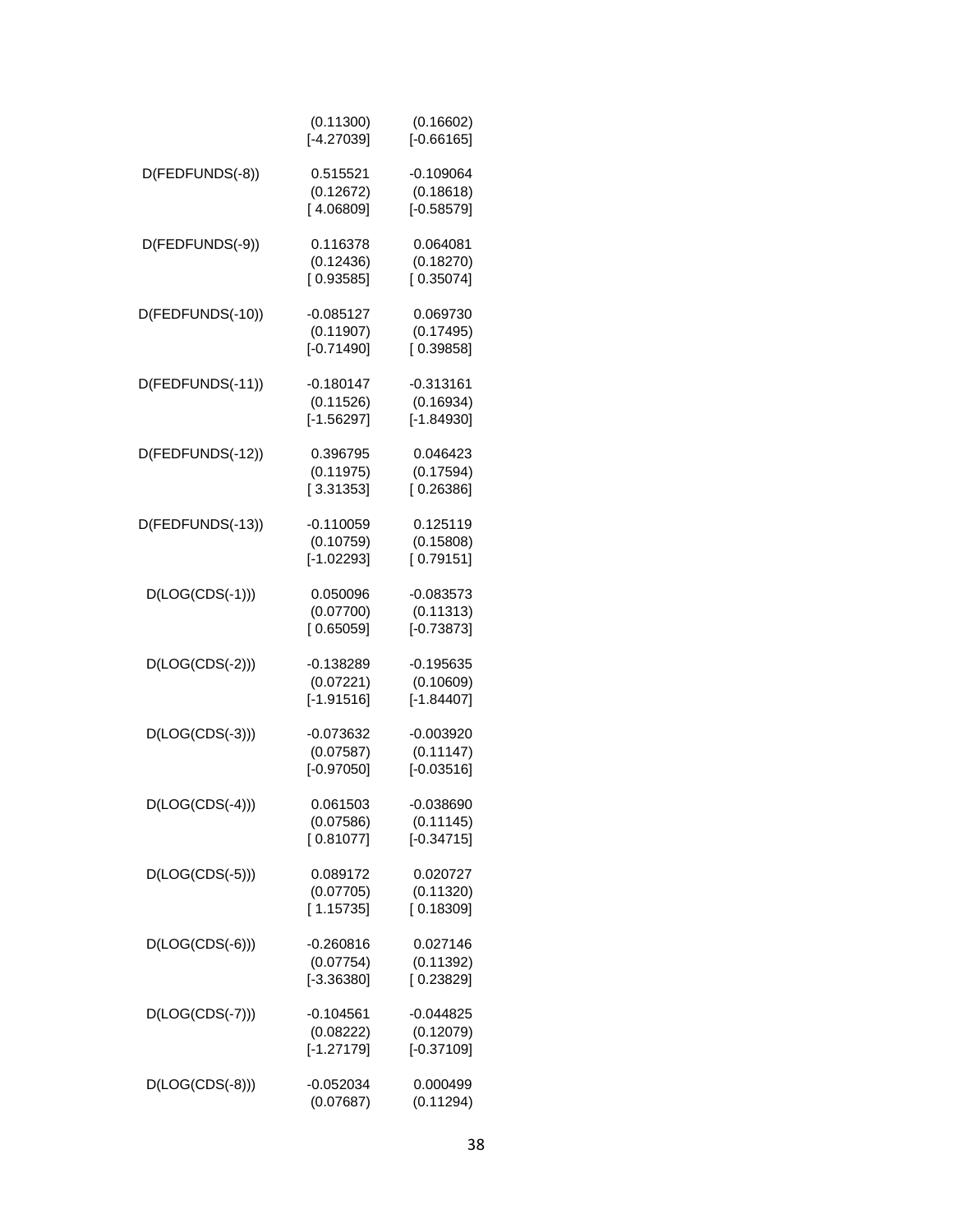| | | |
|---|---|---|
| | (0.11300) | (0.16602) |
| | [-4.27039] | [-0.66165] |
| D(FEDFUNDS(-8)) | 0.515521 | -0.109064 |
| | (0.12672) | (0.18618) |
| | [ 4.06809] | [-0.58579] |
| D(FEDFUNDS(-9)) | 0.116378 | 0.064081 |
| | (0.12436) | (0.18270) |
| | [ 0.93585] | [ 0.35074] |
| D(FEDFUNDS(-10)) | -0.085127 | 0.069730 |
| | (0.11907) | (0.17495) |
| | [-0.71490] | [ 0.39858] |
| D(FEDFUNDS(-11)) | -0.180147 | -0.313161 |
| | (0.11526) | (0.16934) |
| | [-1.56297] | [-1.84930] |
| D(FEDFUNDS(-12)) | 0.396795 | 0.046423 |
| | (0.11975) | (0.17594) |
| | [ 3.31353] | [ 0.26386] |
| D(FEDFUNDS(-13)) | -0.110059 | 0.125119 |
| | (0.10759) | (0.15808) |
| | [-1.02293] | [ 0.79151] |
| D(LOG(CDS(-1))) | 0.050096 | -0.083573 |
| | (0.07700) | (0.11313) |
| | [ 0.65059] | [-0.73873] |
| D(LOG(CDS(-2))) | -0.138289 | -0.195635 |
| | (0.07221) | (0.10609) |
| | [-1.91516] | [-1.84407] |
| D(LOG(CDS(-3))) | -0.073632 | -0.003920 |
| | (0.07587) | (0.11147) |
| | [-0.97050] | [-0.03516] |
| D(LOG(CDS(-4))) | 0.061503 | -0.038690 |
| | (0.07586) | (0.11145) |
| | [ 0.81077] | [-0.34715] |
| D(LOG(CDS(-5))) | 0.089172 | 0.020727 |
| | (0.07705) | (0.11320) |
| | [ 1.15735] | [ 0.18309] |
| D(LOG(CDS(-6))) | -0.260816 | 0.027146 |
| | (0.07754) | (0.11392) |
| | [-3.36380] | [ 0.23829] |
| D(LOG(CDS(-7))) | -0.104561 | -0.044825 |
| | (0.08222) | (0.12079) |
| | [-1.27179] | [-0.37109] |
| D(LOG(CDS(-8))) | -0.052034 | 0.000499 |
| | (0.07687) | (0.11294) |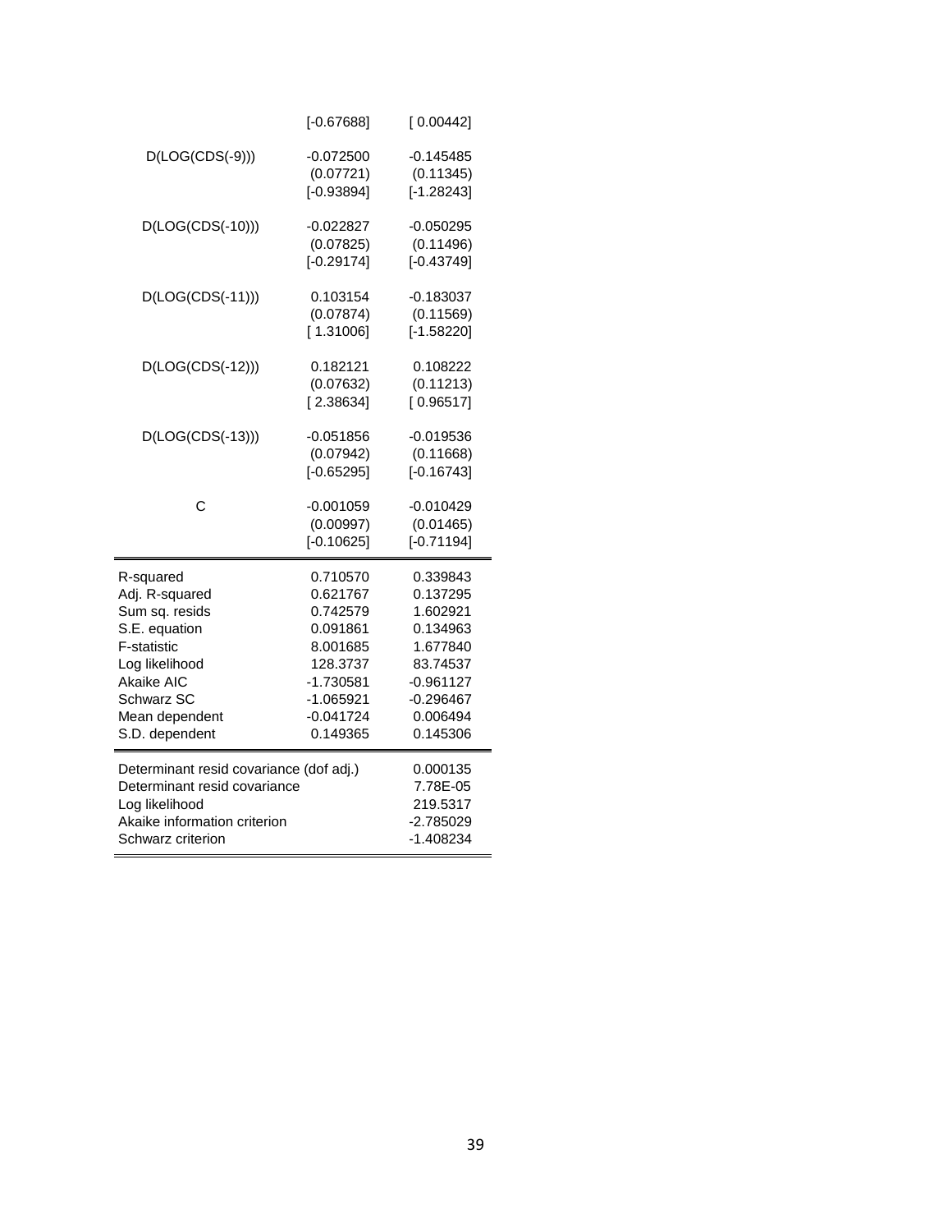| | | |
|---|---|---|
| | [-0.67688] | [ 0.00442] |
| D(LOG(CDS(-9))) | -0.072500 | -0.145485 |
| | (0.07721) | (0.11345) |
| | [-0.93894] | [-1.28243] |
| D(LOG(CDS(-10))) | -0.022827 | -0.050295 |
| | (0.07825) | (0.11496) |
| | [-0.29174] | [-0.43749] |
| D(LOG(CDS(-11))) | 0.103154 | -0.183037 |
| | (0.07874) | (0.11569) |
| | [ 1.31006] | [-1.58220] |
| D(LOG(CDS(-12))) | 0.182121 | 0.108222 |
| | (0.07632) | (0.11213) |
| | [ 2.38634] | [ 0.96517] |
| D(LOG(CDS(-13))) | -0.051856 | -0.019536 |
| | (0.07942) | (0.11668) |
| | [-0.65295] | [-0.16743] |
| C | -0.001059 | -0.010429 |
| | (0.00997) | (0.01465) |
| | [-0.10625] | [-0.71194] |
| R-squared | 0.710570 | 0.339843 |
| Adj. R-squared | 0.621767 | 0.137295 |
| Sum sq. resids | 0.742579 | 1.602921 |
| S.E. equation | 0.091861 | 0.134963 |
| F-statistic | 8.001685 | 1.677840 |
| Log likelihood | 128.3737 | 83.74537 |
| Akaike AIC | -1.730581 | -0.961127 |
| Schwarz SC | -1.065921 | -0.296467 |
| Mean dependent | -0.041724 | 0.006494 |
| S.D. dependent | 0.149365 | 0.145306 |

| | |
|---|---|
| Determinant resid covariance (dof adj.) | 0.000135 |
| Determinant resid covariance | 7.78E-05 |
| Log likelihood | 219.5317 |
| Akaike information criterion | -2.785029 |
| Schwarz criterion | -1.408234 |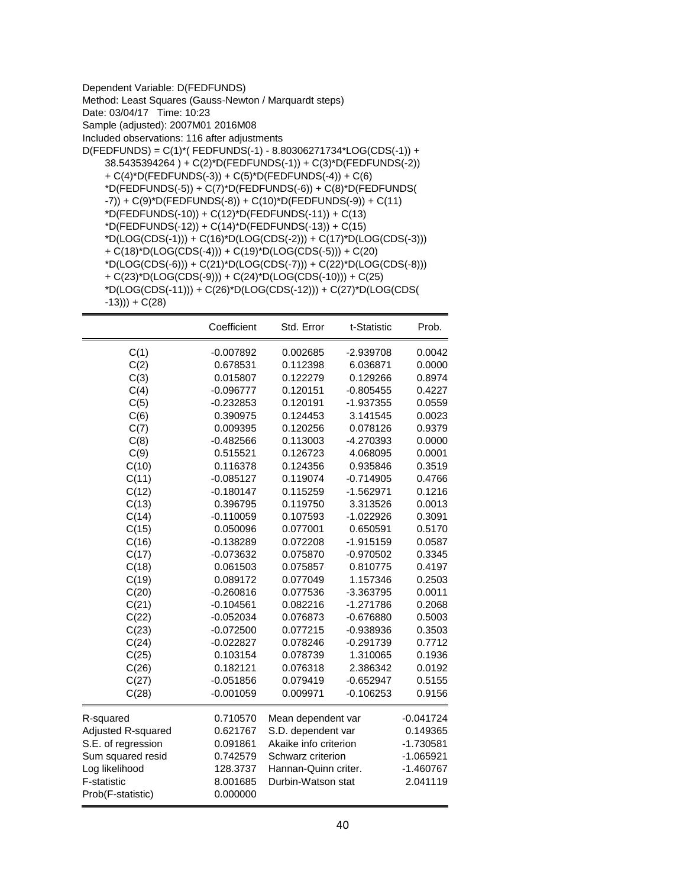Dependent Variable: D(FEDFUNDS)
Method: Least Squares (Gauss-Newton / Marquardt steps)
Date: 03/04/17 Time: 10:23
Sample (adjusted): 2007M01 2016M08
Included observations: 116 after adjustments
D(FEDFUNDS) = C(1)*( FEDFUNDS(-1) - 8.80306271734*LOG(CDS(-1)) + 38.5435394264 ) + C(2)*D(FEDFUNDS(-1)) + C(3)*D(FEDFUNDS(-2)) + C(4)*D(FEDFUNDS(-3)) + C(5)*D(FEDFUNDS(-4)) + C(6)*D(FEDFUNDS(-5)) + C(7)*D(FEDFUNDS(-6)) + C(8)*D(FEDFUNDS(-7)) + C(9)*D(FEDFUNDS(-8)) + C(10)*D(FEDFUNDS(-9)) + C(11)*D(FEDFUNDS(-10)) + C(12)*D(FEDFUNDS(-11)) + C(13)*D(FEDFUNDS(-12)) + C(14)*D(FEDFUNDS(-13)) + C(15)*D(LOG(CDS(-1))) + C(16)*D(LOG(CDS(-2))) + C(17)*D(LOG(CDS(-3))) + C(18)*D(LOG(CDS(-4))) + C(19)*D(LOG(CDS(-5))) + C(20)*D(LOG(CDS(-6))) + C(21)*D(LOG(CDS(-7))) + C(22)*D(LOG(CDS(-8))) + C(23)*D(LOG(CDS(-9))) + C(24)*D(LOG(CDS(-10))) + C(25)*D(LOG(CDS(-11))) + C(26)*D(LOG(CDS(-12))) + C(27)*D(LOG(CDS(-13))) + C(28)

| | Coefficient | Std. Error | t-Statistic | Prob. |
|---|---|---|---|---|
| C(1) | -0.007892 | 0.002685 | -2.939708 | 0.0042 |
| C(2) | 0.678531 | 0.112398 | 6.036871 | 0.0000 |
| C(3) | 0.015807 | 0.122279 | 0.129266 | 0.8974 |
| C(4) | -0.096777 | 0.120151 | -0.805455 | 0.4227 |
| C(5) | -0.232853 | 0.120191 | -1.937355 | 0.0559 |
| C(6) | 0.390975 | 0.124453 | 3.141545 | 0.0023 |
| C(7) | 0.009395 | 0.120256 | 0.078126 | 0.9379 |
| C(8) | -0.482566 | 0.113003 | -4.270393 | 0.0000 |
| C(9) | 0.515521 | 0.126723 | 4.068095 | 0.0001 |
| C(10) | 0.116378 | 0.124356 | 0.935846 | 0.3519 |
| C(11) | -0.085127 | 0.119074 | -0.714905 | 0.4766 |
| C(12) | -0.180147 | 0.115259 | -1.562971 | 0.1216 |
| C(13) | 0.396795 | 0.119750 | 3.313526 | 0.0013 |
| C(14) | -0.110059 | 0.107593 | -1.022926 | 0.3091 |
| C(15) | 0.050096 | 0.077001 | 0.650591 | 0.5170 |
| C(16) | -0.138289 | 0.072208 | -1.915159 | 0.0587 |
| C(17) | -0.073632 | 0.075870 | -0.970502 | 0.3345 |
| C(18) | 0.061503 | 0.075857 | 0.810775 | 0.4197 |
| C(19) | 0.089172 | 0.077049 | 1.157346 | 0.2503 |
| C(20) | -0.260816 | 0.077536 | -3.363795 | 0.0011 |
| C(21) | -0.104561 | 0.082216 | -1.271786 | 0.2068 |
| C(22) | -0.052034 | 0.076873 | -0.676880 | 0.5003 |
| C(23) | -0.072500 | 0.077215 | -0.938936 | 0.3503 |
| C(24) | -0.022827 | 0.078246 | -0.291739 | 0.7712 |
| C(25) | 0.103154 | 0.078739 | 1.310065 | 0.1936 |
| C(26) | 0.182121 | 0.076318 | 2.386342 | 0.0192 |
| C(27) | -0.051856 | 0.079419 | -0.652947 | 0.5155 |
| C(28) | -0.001059 | 0.009971 | -0.106253 | 0.9156 |

| | | | |
|---|---|---|---|
| R-squared | 0.710570 | Mean dependent var | -0.041724 |
| Adjusted R-squared | 0.621767 | S.D. dependent var | 0.149365 |
| S.E. of regression | 0.091861 | Akaike info criterion | -1.730581 |
| Sum squared resid | 0.742579 | Schwarz criterion | -1.065921 |
| Log likelihood | 128.3737 | Hannan-Quinn criter. | -1.460767 |
| F-statistic | 8.001685 | Durbin-Watson stat | 2.041119 |
| Prob(F-statistic) | 0.000000 | | |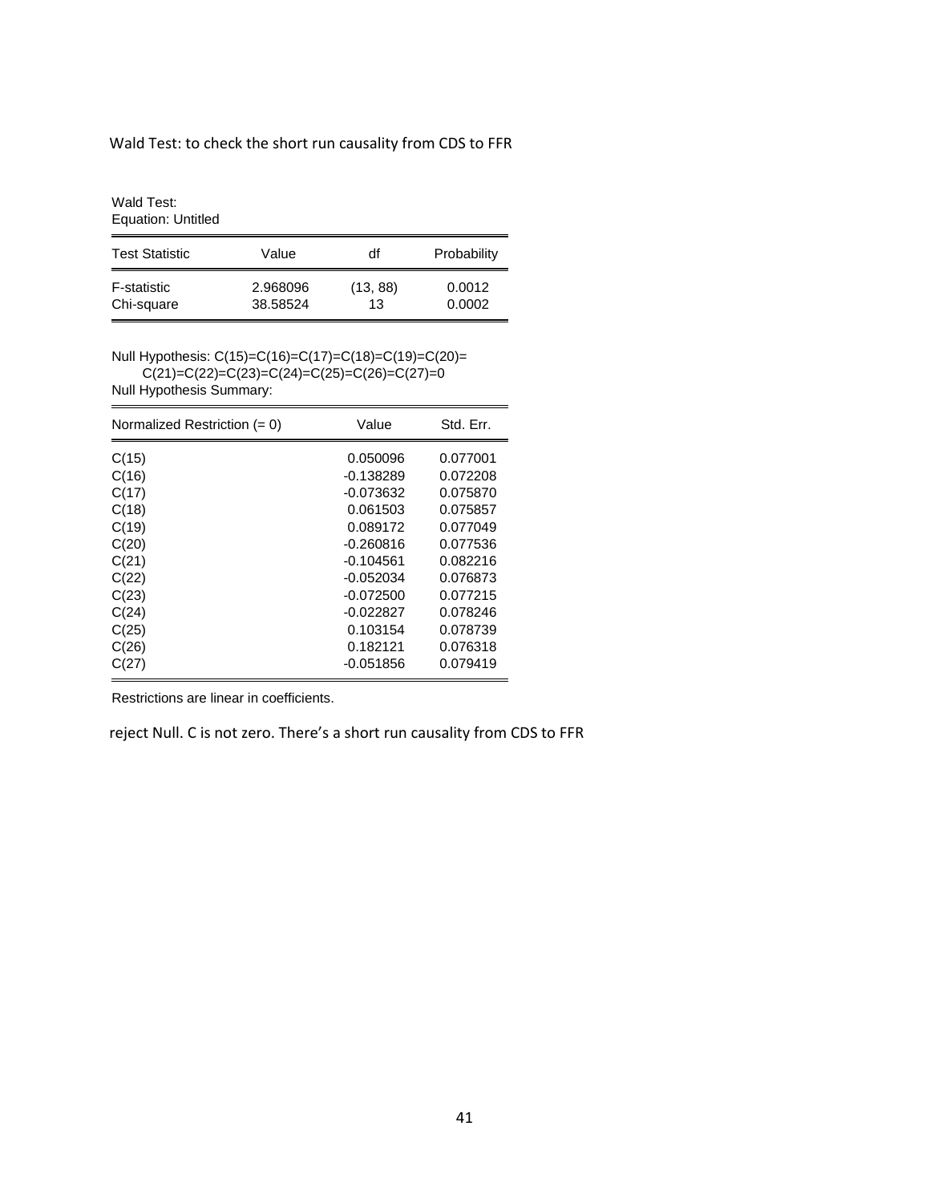Wald Test: to check the short run causality from CDS to FFR

Wald Test:
Equation: Untitled

| Test Statistic | Value | df | Probability |
|---|---|---|---|
| F-statistic | 2.968096 | (13, 88) | 0.0012 |
| Chi-square | 38.58524 | 13 | 0.0002 |

Null Hypothesis: C(15)=C(16)=C(17)=C(18)=C(19)=C(20)=
C(21)=C(22)=C(23)=C(24)=C(25)=C(26)=C(27)=0
Null Hypothesis Summary:

| Normalized Restriction (= 0) | Value | Std. Err. |
|---|---|---|
| C(15) | 0.050096 | 0.077001 |
| C(16) | -0.138289 | 0.072208 |
| C(17) | -0.073632 | 0.075870 |
| C(18) | 0.061503 | 0.075857 |
| C(19) | 0.089172 | 0.077049 |
| C(20) | -0.260816 | 0.077536 |
| C(21) | -0.104561 | 0.082216 |
| C(22) | -0.052034 | 0.076873 |
| C(23) | -0.072500 | 0.077215 |
| C(24) | -0.022827 | 0.078246 |
| C(25) | 0.103154 | 0.078739 |
| C(26) | 0.182121 | 0.076318 |
| C(27) | -0.051856 | 0.079419 |

Restrictions are linear in coefficients.

reject Null. C is not zero. There's a short run causality from CDS to FFR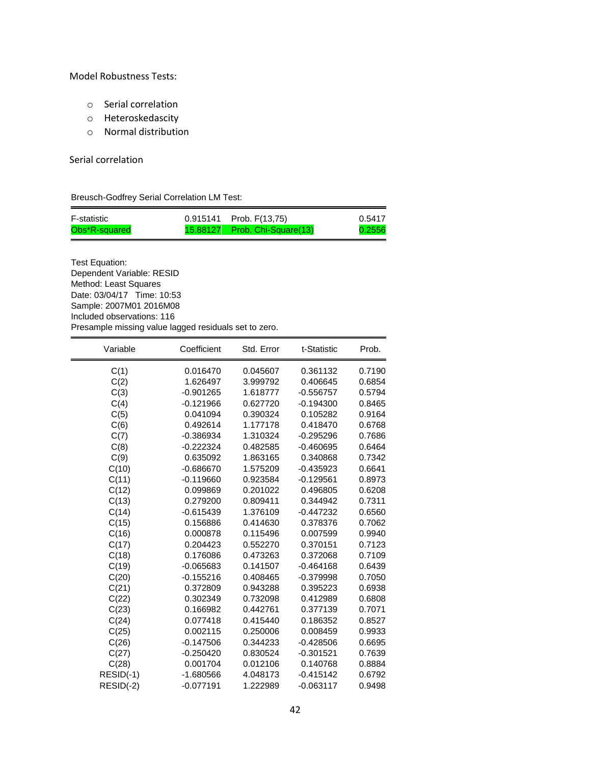Model Robustness Tests:

- Serial correlation
- Heteroskedascity
- Normal distribution

Serial correlation

Breusch-Godfrey Serial Correlation LM Test:

| | | | |
|---|---|---|---|
| F-statistic | 0.915141 | Prob. F(13,75) | 0.5417 |
| Obs*R-squared | 15.88127 | Prob. Chi-Square(13) | 0.2556 |

Test Equation:
Dependent Variable: RESID
Method: Least Squares
Date: 03/04/17 Time: 10:53
Sample: 2007M01 2016M08
Included observations: 116
Presample missing value lagged residuals set to zero.

| Variable | Coefficient | Std. Error | t-Statistic | Prob. |
|---|---|---|---|---|
| C(1) | 0.016470 | 0.045607 | 0.361132 | 0.7190 |
| C(2) | 1.626497 | 3.999792 | 0.406645 | 0.6854 |
| C(3) | -0.901265 | 1.618777 | -0.556757 | 0.5794 |
| C(4) | -0.121966 | 0.627720 | -0.194300 | 0.8465 |
| C(5) | 0.041094 | 0.390324 | 0.105282 | 0.9164 |
| C(6) | 0.492614 | 1.177178 | 0.418470 | 0.6768 |
| C(7) | -0.386934 | 1.310324 | -0.295296 | 0.7686 |
| C(8) | -0.222324 | 0.482585 | -0.460695 | 0.6464 |
| C(9) | 0.635092 | 1.863165 | 0.340868 | 0.7342 |
| C(10) | -0.686670 | 1.575209 | -0.435923 | 0.6641 |
| C(11) | -0.119660 | 0.923584 | -0.129561 | 0.8973 |
| C(12) | 0.099869 | 0.201022 | 0.496805 | 0.6208 |
| C(13) | 0.279200 | 0.809411 | 0.344942 | 0.7311 |
| C(14) | -0.615439 | 1.376109 | -0.447232 | 0.6560 |
| C(15) | 0.156886 | 0.414630 | 0.378376 | 0.7062 |
| C(16) | 0.000878 | 0.115496 | 0.007599 | 0.9940 |
| C(17) | 0.204423 | 0.552270 | 0.370151 | 0.7123 |
| C(18) | 0.176086 | 0.473263 | 0.372068 | 0.7109 |
| C(19) | -0.065683 | 0.141507 | -0.464168 | 0.6439 |
| C(20) | -0.155216 | 0.408465 | -0.379998 | 0.7050 |
| C(21) | 0.372809 | 0.943288 | 0.395223 | 0.6938 |
| C(22) | 0.302349 | 0.732098 | 0.412989 | 0.6808 |
| C(23) | 0.166982 | 0.442761 | 0.377139 | 0.7071 |
| C(24) | 0.077418 | 0.415440 | 0.186352 | 0.8527 |
| C(25) | 0.002115 | 0.250006 | 0.008459 | 0.9933 |
| C(26) | -0.147506 | 0.344233 | -0.428506 | 0.6695 |
| C(27) | -0.250420 | 0.830524 | -0.301521 | 0.7639 |
| C(28) | 0.001704 | 0.012106 | 0.140768 | 0.8884 |
| RESID(-1) | -1.680566 | 4.048173 | -0.415142 | 0.6792 |
| RESID(-2) | -0.077191 | 1.222989 | -0.063117 | 0.9498 |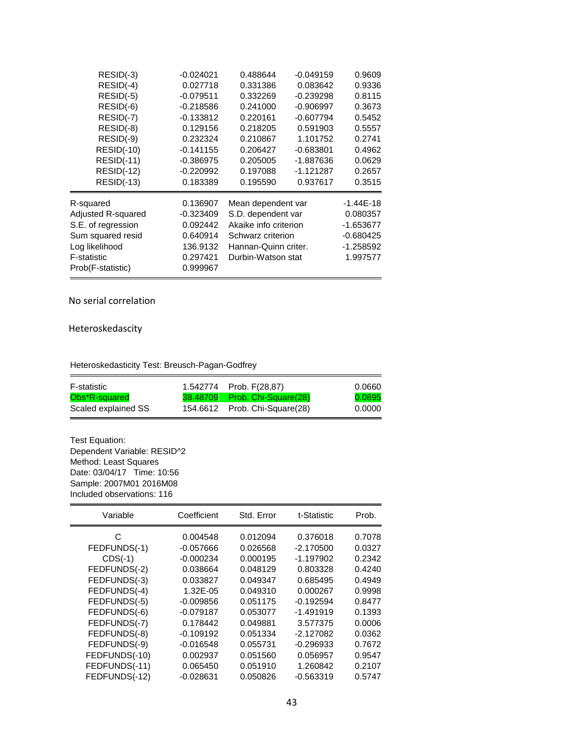| | | | | |
|---|---|---|---|---|
| RESID(-3) | -0.024021 | 0.488644 | -0.049159 | 0.9609 |
| RESID(-4) | 0.027718 | 0.331386 | 0.083642 | 0.9336 |
| RESID(-5) | -0.079511 | 0.332269 | -0.239298 | 0.8115 |
| RESID(-6) | -0.218586 | 0.241000 | -0.906997 | 0.3673 |
| RESID(-7) | -0.133812 | 0.220161 | -0.607794 | 0.5452 |
| RESID(-8) | 0.129156 | 0.218205 | 0.591903 | 0.5557 |
| RESID(-9) | 0.232324 | 0.210867 | 1.101752 | 0.2741 |
| RESID(-10) | -0.141155 | 0.206427 | -0.683801 | 0.4962 |
| RESID(-11) | -0.386975 | 0.205005 | -1.887636 | 0.0629 |
| RESID(-12) | -0.220992 | 0.197088 | -1.121287 | 0.2657 |
| RESID(-13) | 0.183389 | 0.195590 | 0.937617 | 0.3515 |

| | | | |
|---|---|---|---|
| R-squared | 0.136907 | Mean dependent var | -1.44E-18 |
| Adjusted R-squared | -0.323409 | S.D. dependent var | 0.080357 |
| S.E. of regression | 0.092442 | Akaike info criterion | -1.653677 |
| Sum squared resid | 0.640914 | Schwarz criterion | -0.680425 |
| Log likelihood | 136.9132 | Hannan-Quinn criter. | -1.258592 |
| F-statistic | 0.297421 | Durbin-Watson stat | 1.997577 |
| Prob(F-statistic) | 0.999967 | | |

No serial correlation

Heteroskedascity

Heteroskedasticity Test: Breusch-Pagan-Godfrey

| | | | |
|---|---|---|---|
| F-statistic | 1.542774 | Prob. F(28,87) | 0.0660 |
| Obs*R-squared | 38.48709 | Prob. Chi-Square(28) | 0.0895 |
| Scaled explained SS | 154.6612 | Prob. Chi-Square(28) | 0.0000 |

Test Equation:
Dependent Variable: RESID^2
Method: Least Squares
Date: 03/04/17 Time: 10:56
Sample: 2007M01 2016M08
Included observations: 116

| Variable | Coefficient | Std. Error | t-Statistic | Prob. |
|---|---|---|---|---|
| C | 0.004548 | 0.012094 | 0.376018 | 0.7078 |
| FEDFUNDS(-1) | -0.057666 | 0.026568 | -2.170500 | 0.0327 |
| CDS(-1) | -0.000234 | 0.000195 | -1.197902 | 0.2342 |
| FEDFUNDS(-2) | 0.038664 | 0.048129 | 0.803328 | 0.4240 |
| FEDFUNDS(-3) | 0.033827 | 0.049347 | 0.685495 | 0.4949 |
| FEDFUNDS(-4) | 1.32E-05 | 0.049310 | 0.000267 | 0.9998 |
| FEDFUNDS(-5) | -0.009856 | 0.051175 | -0.192594 | 0.8477 |
| FEDFUNDS(-6) | -0.079187 | 0.053077 | -1.491919 | 0.1393 |
| FEDFUNDS(-7) | 0.178442 | 0.049881 | 3.577375 | 0.0006 |
| FEDFUNDS(-8) | -0.109192 | 0.051334 | -2.127082 | 0.0362 |
| FEDFUNDS(-9) | -0.016548 | 0.055731 | -0.296933 | 0.7672 |
| FEDFUNDS(-10) | 0.002937 | 0.051560 | 0.056957 | 0.9547 |
| FEDFUNDS(-11) | 0.065450 | 0.051910 | 1.260842 | 0.2107 |
| FEDFUNDS(-12) | -0.028631 | 0.050826 | -0.563319 | 0.5747 |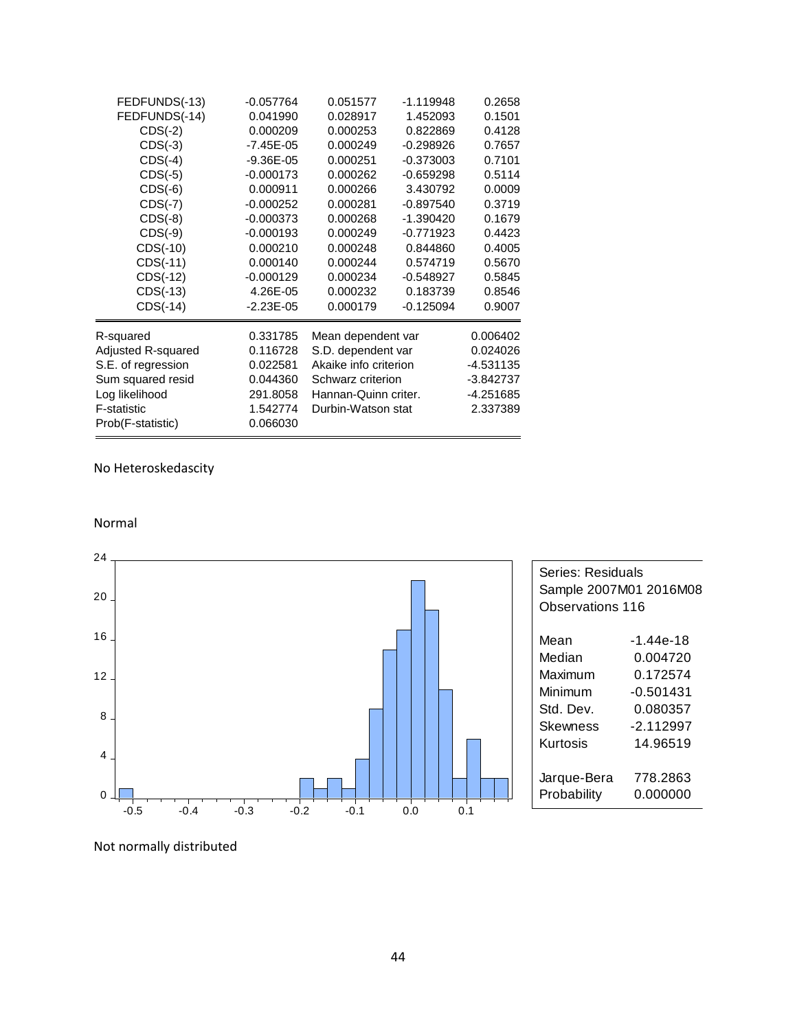| | | | | |
|---|---|---|---|---|
| FEDFUNDS(-13) | -0.057764 | 0.051577 | -1.119948 | 0.2658 |
| FEDFUNDS(-14) | 0.041990 | 0.028917 | 1.452093 | 0.1501 |
| CDS(-2) | 0.000209 | 0.000253 | 0.822869 | 0.4128 |
| CDS(-3) | -7.45E-05 | 0.000249 | -0.298926 | 0.7657 |
| CDS(-4) | -9.36E-05 | 0.000251 | -0.373003 | 0.7101 |
| CDS(-5) | -0.000173 | 0.000262 | -0.659298 | 0.5114 |
| CDS(-6) | 0.000911 | 0.000266 | 3.430792 | 0.0009 |
| CDS(-7) | -0.000252 | 0.000281 | -0.897540 | 0.3719 |
| CDS(-8) | -0.000373 | 0.000268 | -1.390420 | 0.1679 |
| CDS(-9) | -0.000193 | 0.000249 | -0.771923 | 0.4423 |
| CDS(-10) | 0.000210 | 0.000248 | 0.844860 | 0.4005 |
| CDS(-11) | 0.000140 | 0.000244 | 0.574719 | 0.5670 |
| CDS(-12) | -0.000129 | 0.000234 | -0.548927 | 0.5845 |
| CDS(-13) | 4.26E-05 | 0.000232 | 0.183739 | 0.8546 |
| CDS(-14) | -2.23E-05 | 0.000179 | -0.125094 | 0.9007 |

| | | | |
|---|---|---|---|
| R-squared | 0.331785 | Mean dependent var | 0.006402 |
| Adjusted R-squared | 0.116728 | S.D. dependent var | 0.024026 |
| S.E. of regression | 0.022581 | Akaike info criterion | -4.531135 |
| Sum squared resid | 0.044360 | Schwarz criterion | -3.842737 |
| Log likelihood | 291.8058 | Hannan-Quinn criter. | -4.251685 |
| F-statistic | 1.542774 | Durbin-Watson stat | 2.337389 |
| Prob(F-statistic) | 0.066030 | | |

No Heteroskedascity

Normal

| Series: Residuals | |
|---|---|
| Sample 2007M01 2016M08 | |
| Observations 116 | |
| Mean | -1.44e-18 |
| Median | 0.004720 |
| Maximum | 0.172574 |
| Minimum | -0.501431 |
| Std. Dev. | 0.080357 |
| Skewness | -2.112997 |
| Kurtosis | 14.96519 |
| Jarque-Bera | 778.2863 |
| Probability | 0.000000 |

Not normally distributed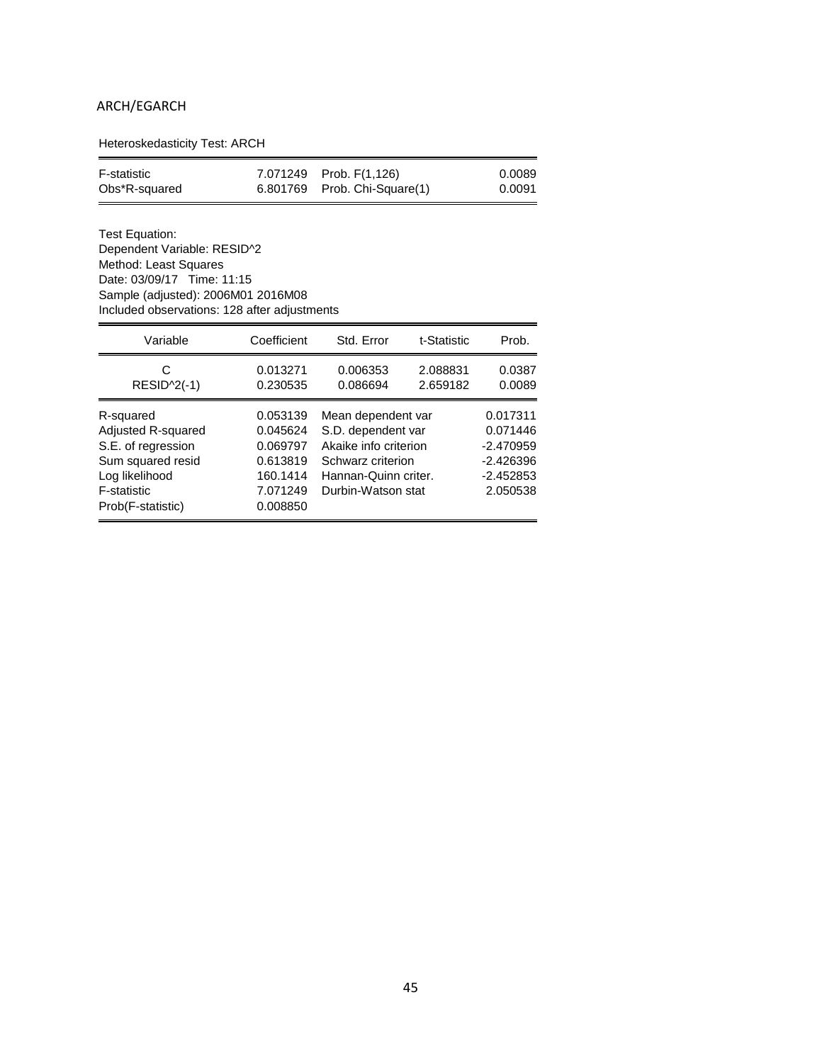ARCH/EGARCH

Heteroskedasticity Test: ARCH

| | | | |
|---|---|---|---|
| F-statistic | 7.071249 | Prob. F(1,126) | 0.0089 |
| Obs*R-squared | 6.801769 | Prob. Chi-Square(1) | 0.0091 |

Test Equation:
Dependent Variable: RESID^2
Method: Least Squares
Date: 03/09/17 Time: 11:15
Sample (adjusted): 2006M01 2016M08
Included observations: 128 after adjustments

| Variable | Coefficient | Std. Error | t-Statistic | Prob. |
|---|---|---|---|---|
| C | 0.013271 | 0.006353 | 2.088831 | 0.0387 |
| RESID^2(-1) | 0.230535 | 0.086694 | 2.659182 | 0.0089 |

| | | | |
|---|---|---|---|
| R-squared | 0.053139 | Mean dependent var | 0.017311 |
| Adjusted R-squared | 0.045624 | S.D. dependent var | 0.071446 |
| S.E. of regression | 0.069797 | Akaike info criterion | -2.470959 |
| Sum squared resid | 0.613819 | Schwarz criterion | -2.426396 |
| Log likelihood | 160.1414 | Hannan-Quinn criter. | -2.452853 |
| F-statistic | 7.071249 | Durbin-Watson stat | 2.050538 |
| Prob(F-statistic) | 0.008850 | | |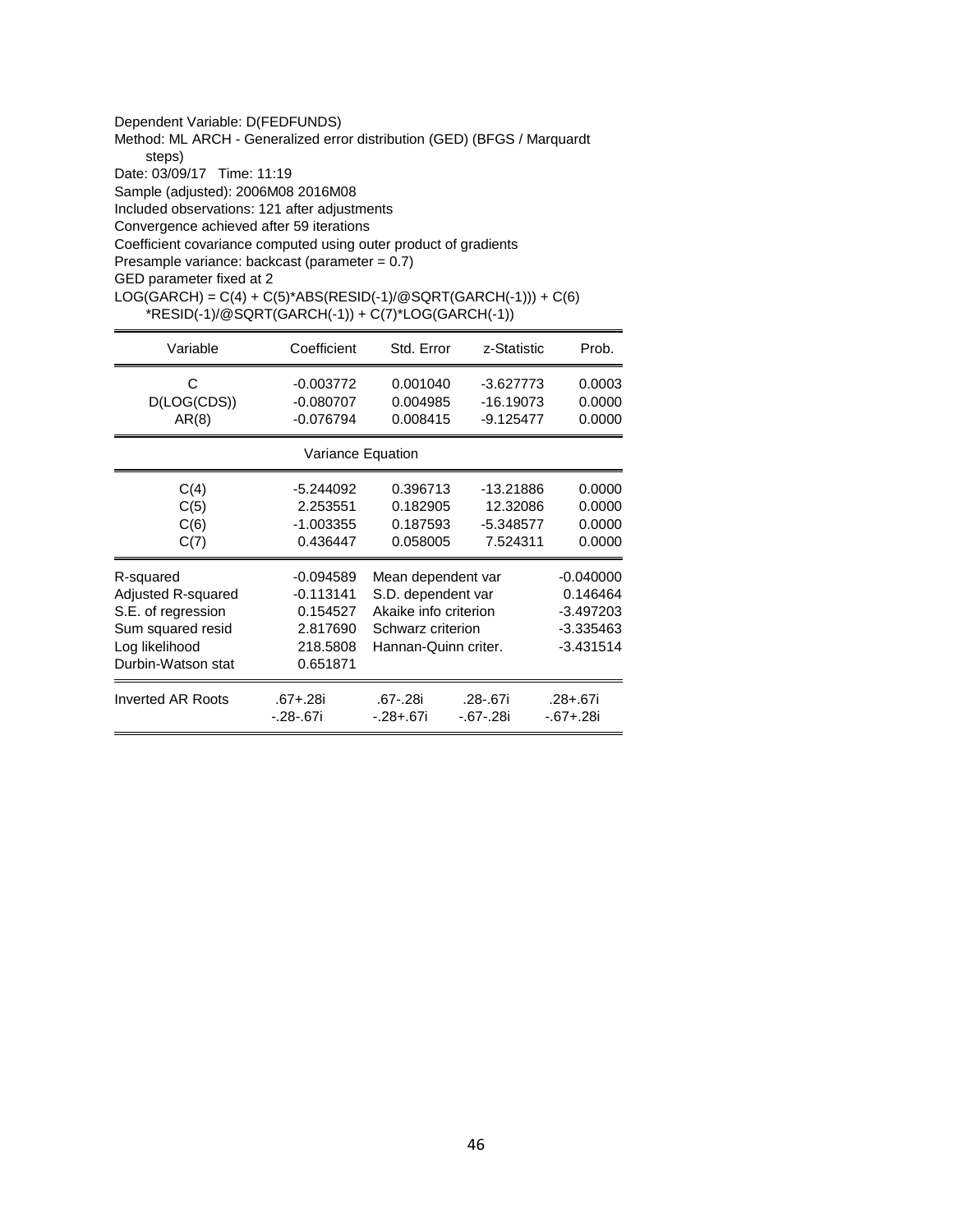Dependent Variable: D(FEDFUNDS)
Method: ML ARCH - Generalized error distribution (GED) (BFGS / Marquardt steps)
Date: 03/09/17 Time: 11:19
Sample (adjusted): 2006M08 2016M08
Included observations: 121 after adjustments
Convergence achieved after 59 iterations
Coefficient covariance computed using outer product of gradients
Presample variance: backcast (parameter = 0.7)
GED parameter fixed at 2
LOG(GARCH) = C(4) + C(5)*ABS(RESID(-1)/@SQRT(GARCH(-1))) + C(6)*RESID(-1)/@SQRT(GARCH(-1)) + C(7)*LOG(GARCH(-1))

| Variable | Coefficient | Std. Error | z-Statistic | Prob. |
|---|---|---|---|---|
| C | -0.003772 | 0.001040 | -3.627773 | 0.0003 |
| D(LOG(CDS)) | -0.080707 | 0.004985 | -16.19073 | 0.0000 |
| AR(8) | -0.076794 | 0.008415 | -9.125477 | 0.0000 |
| | | Variance Equation | | |
| C(4) | -5.244092 | 0.396713 | -13.21886 | 0.0000 |
| C(5) | 2.253551 | 0.182905 | 12.32086 | 0.0000 |
| C(6) | -1.003355 | 0.187593 | -5.348577 | 0.0000 |
| C(7) | 0.436447 | 0.058005 | 7.524311 | 0.0000 |

| | | | |
|---|---|---|---|
| R-squared | -0.094589 | Mean dependent var | -0.040000 |
| Adjusted R-squared | -0.113141 | S.D. dependent var | 0.146464 |
| S.E. of regression | 0.154527 | Akaike info criterion | -3.497203 |
| Sum squared resid | 2.817690 | Schwarz criterion | -3.335463 |
| Log likelihood | 218.5808 | Hannan-Quinn criter. | -3.431514 |
| Durbin-Watson stat | 0.651871 | | |

| | | | | |
|---|---|---|---|---|
| Inverted AR Roots | .67+.28i | .67-.28i | .28-.67i | .28+.67i |
| | -.28-.67i | -.28+.67i | -.67-.28i | -.67+.28i |